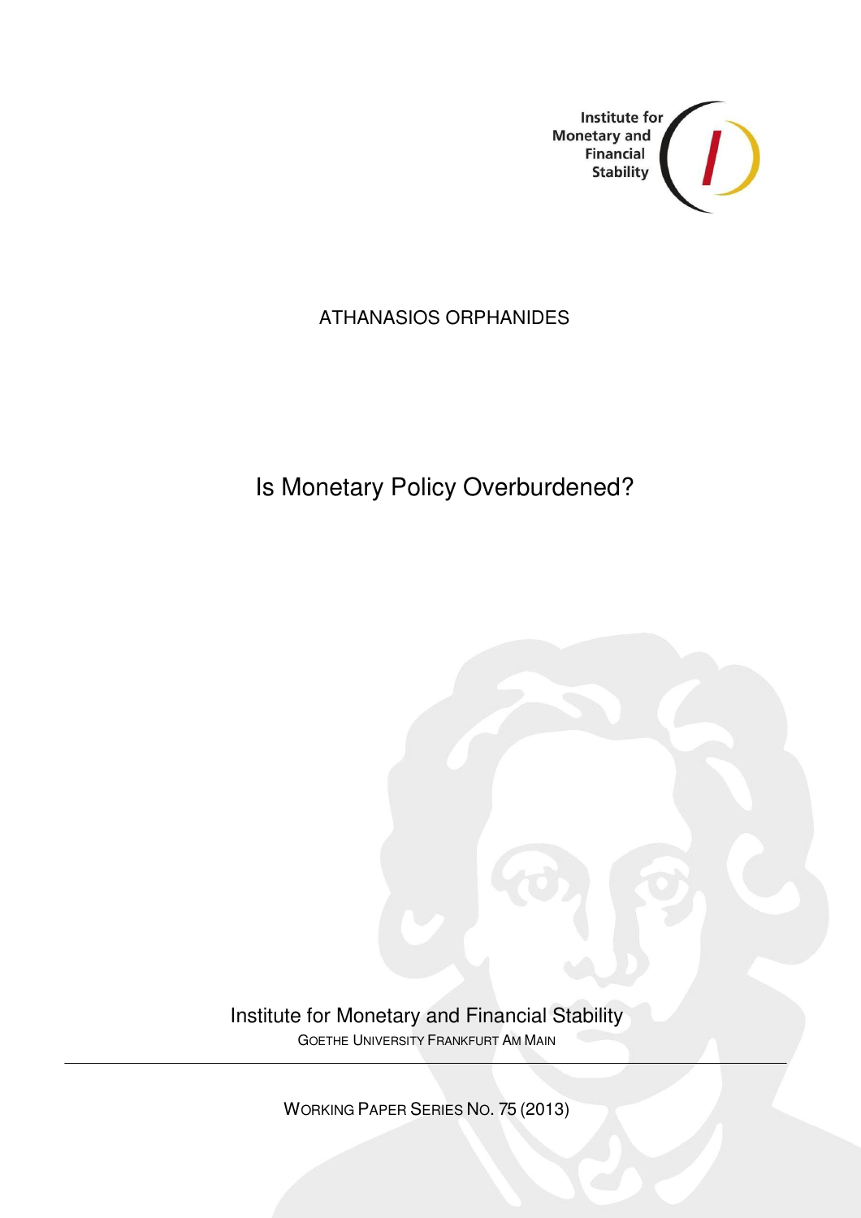Institute for Monetary and Financial Stability

ATHANASIOS ORPHANIDES

# Is Monetary Policy Overburdened?

Institute for Monetary and Financial Stability

GOETHE UNIVERSITY FRANKFURT AM MAIN

WORKING PAPER SERIES NO. 75 (2013)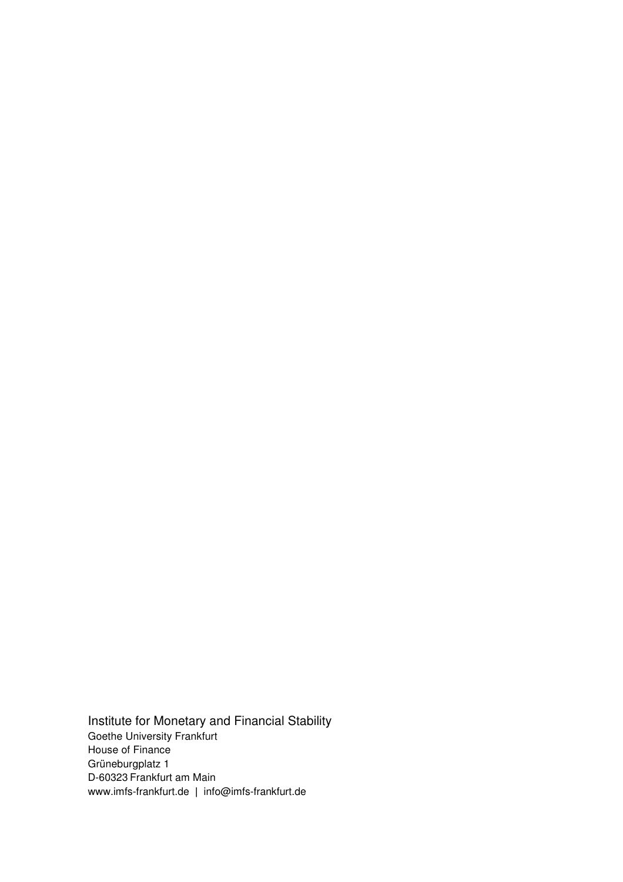Institute for Monetary and Financial Stability
Goethe University Frankfurt
House of Finance
Grüneburgplatz 1
D-60323 Frankfurt am Main
www.imfs-frankfurt.de | info@imfs-frankfurt.de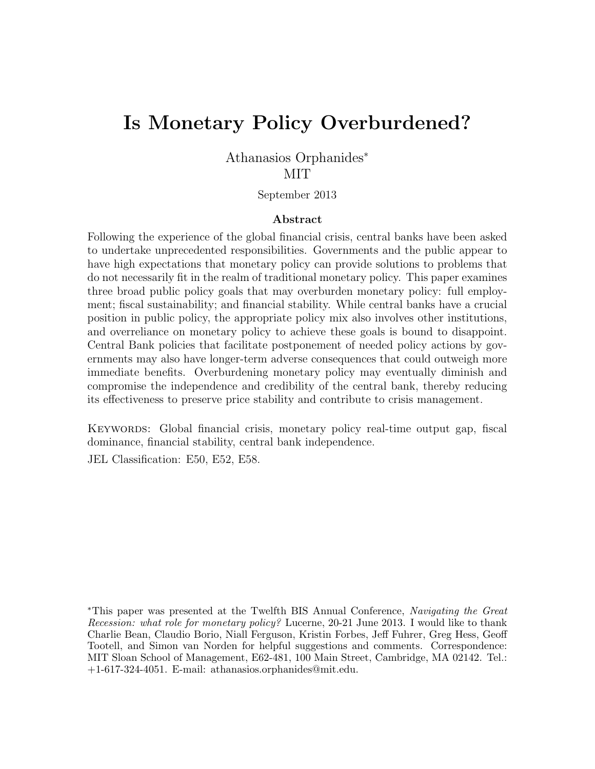# Is Monetary Policy Overburdened?

Athanasios Orphanides*
MIT

September 2013

**Abstract**

Following the experience of the global financial crisis, central banks have been asked to undertake unprecedented responsibilities. Governments and the public appear to have high expectations that monetary policy can provide solutions to problems that do not necessarily fit in the realm of traditional monetary policy. This paper examines three broad public policy goals that may overburden monetary policy: full employment; fiscal sustainability; and financial stability. While central banks have a crucial position in public policy, the appropriate policy mix also involves other institutions, and overreliance on monetary policy to achieve these goals is bound to disappoint. Central Bank policies that facilitate postponement of needed policy actions by governments may also have longer-term adverse consequences that could outweigh more immediate benefits. Overburdening monetary policy may eventually diminish and compromise the independence and credibility of the central bank, thereby reducing its effectiveness to preserve price stability and contribute to crisis management.

KEYWORDS: Global financial crisis, monetary policy real-time output gap, fiscal dominance, financial stability, central bank independence.

JEL Classification: E50, E52, E58.

*This paper was presented at the Twelfth BIS Annual Conference, *Navigating the Great Recession: what role for monetary policy?* Lucerne, 20-21 June 2013. I would like to thank Charlie Bean, Claudio Borio, Niall Ferguson, Kristin Forbes, Jeff Fuhrer, Greg Hess, Geoff Tootell, and Simon van Norden for helpful suggestions and comments. Correspondence: MIT Sloan School of Management, E62-481, 100 Main Street, Cambridge, MA 02142. Tel.: +1-617-324-4051. E-mail: athanasios.orphanides@mit.edu.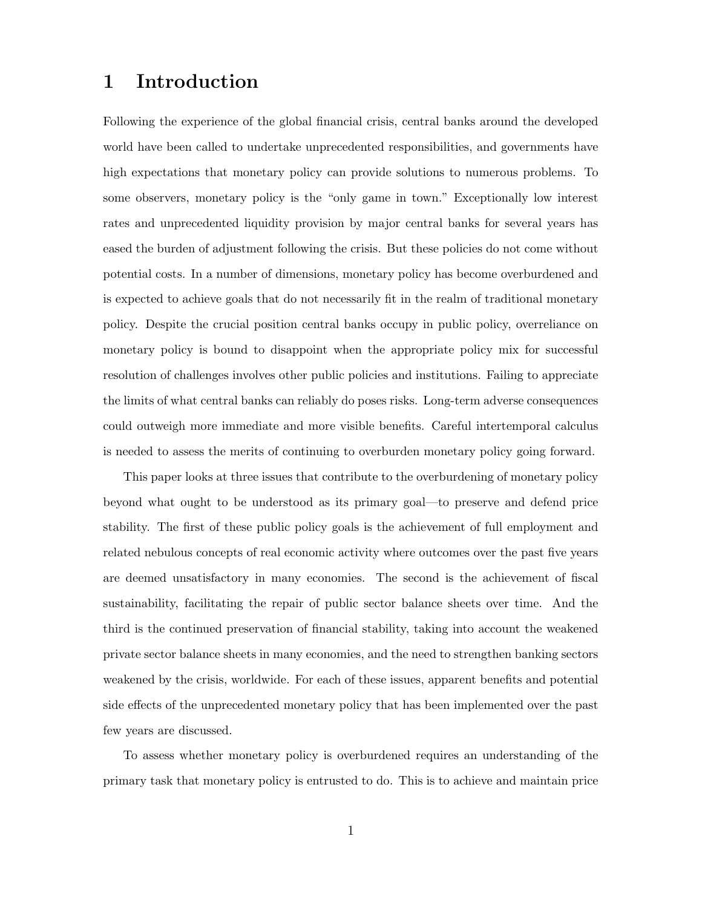# 1 Introduction

Following the experience of the global financial crisis, central banks around the developed world have been called to undertake unprecedented responsibilities, and governments have high expectations that monetary policy can provide solutions to numerous problems. To some observers, monetary policy is the "only game in town." Exceptionally low interest rates and unprecedented liquidity provision by major central banks for several years has eased the burden of adjustment following the crisis. But these policies do not come without potential costs. In a number of dimensions, monetary policy has become overburdened and is expected to achieve goals that do not necessarily fit in the realm of traditional monetary policy. Despite the crucial position central banks occupy in public policy, overreliance on monetary policy is bound to disappoint when the appropriate policy mix for successful resolution of challenges involves other public policies and institutions. Failing to appreciate the limits of what central banks can reliably do poses risks. Long-term adverse consequences could outweigh more immediate and more visible benefits. Careful intertemporal calculus is needed to assess the merits of continuing to overburden monetary policy going forward.

This paper looks at three issues that contribute to the overburdening of monetary policy beyond what ought to be understood as its primary goal—to preserve and defend price stability. The first of these public policy goals is the achievement of full employment and related nebulous concepts of real economic activity where outcomes over the past five years are deemed unsatisfactory in many economies. The second is the achievement of fiscal sustainability, facilitating the repair of public sector balance sheets over time. And the third is the continued preservation of financial stability, taking into account the weakened private sector balance sheets in many economies, and the need to strengthen banking sectors weakened by the crisis, worldwide. For each of these issues, apparent benefits and potential side effects of the unprecedented monetary policy that has been implemented over the past few years are discussed.

To assess whether monetary policy is overburdened requires an understanding of the primary task that monetary policy is entrusted to do. This is to achieve and maintain price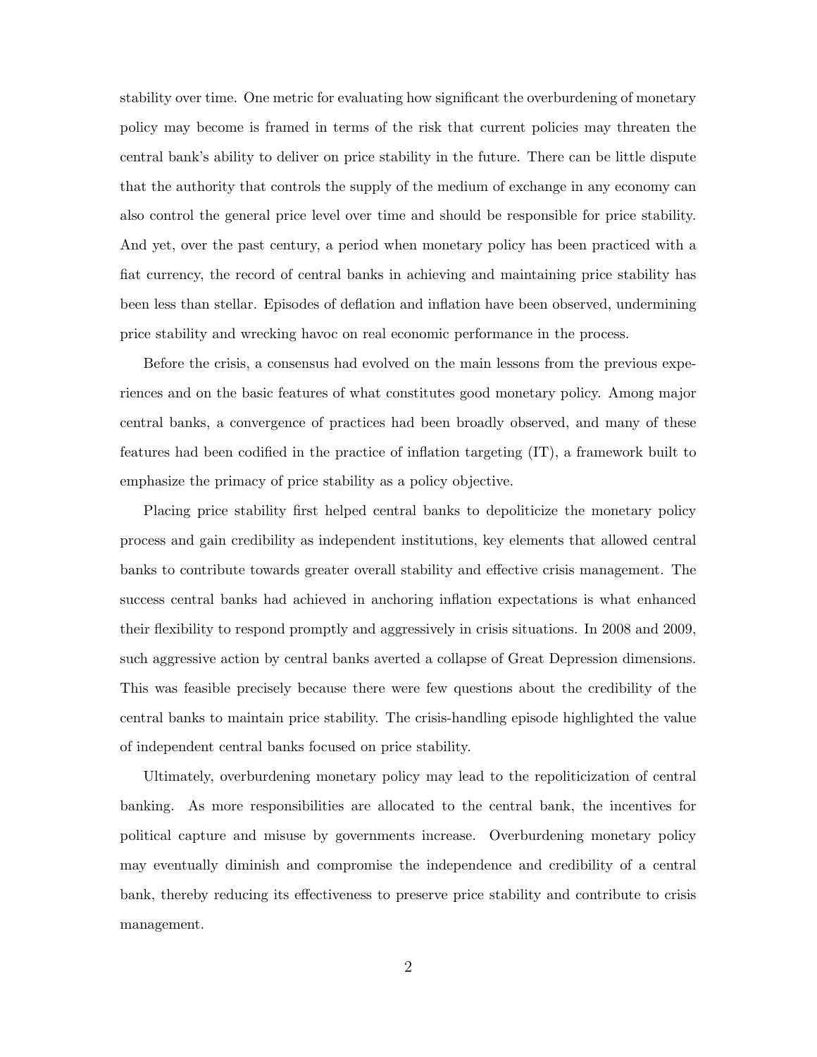stability over time. One metric for evaluating how significant the overburdening of monetary policy may become is framed in terms of the risk that current policies may threaten the central bank's ability to deliver on price stability in the future. There can be little dispute that the authority that controls the supply of the medium of exchange in any economy can also control the general price level over time and should be responsible for price stability. And yet, over the past century, a period when monetary policy has been practiced with a fiat currency, the record of central banks in achieving and maintaining price stability has been less than stellar. Episodes of deflation and inflation have been observed, undermining price stability and wrecking havoc on real economic performance in the process.

Before the crisis, a consensus had evolved on the main lessons from the previous experiences and on the basic features of what constitutes good monetary policy. Among major central banks, a convergence of practices had been broadly observed, and many of these features had been codified in the practice of inflation targeting (IT), a framework built to emphasize the primacy of price stability as a policy objective.

Placing price stability first helped central banks to depoliticize the monetary policy process and gain credibility as independent institutions, key elements that allowed central banks to contribute towards greater overall stability and effective crisis management. The success central banks had achieved in anchoring inflation expectations is what enhanced their flexibility to respond promptly and aggressively in crisis situations. In 2008 and 2009, such aggressive action by central banks averted a collapse of Great Depression dimensions. This was feasible precisely because there were few questions about the credibility of the central banks to maintain price stability. The crisis-handling episode highlighted the value of independent central banks focused on price stability.

Ultimately, overburdening monetary policy may lead to the repoliticization of central banking. As more responsibilities are allocated to the central bank, the incentives for political capture and misuse by governments increase. Overburdening monetary policy may eventually diminish and compromise the independence and credibility of a central bank, thereby reducing its effectiveness to preserve price stability and contribute to crisis management.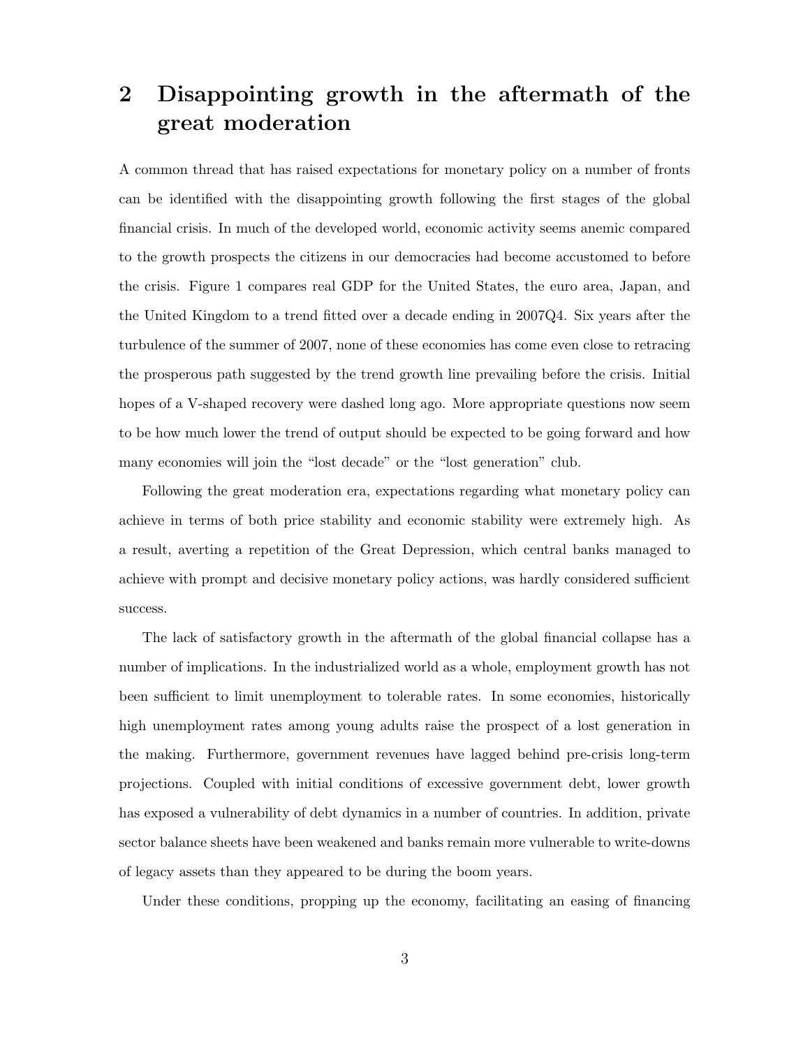## 2 Disappointing growth in the aftermath of the great moderation

A common thread that has raised expectations for monetary policy on a number of fronts can be identified with the disappointing growth following the first stages of the global financial crisis. In much of the developed world, economic activity seems anemic compared to the growth prospects the citizens in our democracies had become accustomed to before the crisis. Figure 1 compares real GDP for the United States, the euro area, Japan, and the United Kingdom to a trend fitted over a decade ending in 2007Q4. Six years after the turbulence of the summer of 2007, none of these economies has come even close to retracing the prosperous path suggested by the trend growth line prevailing before the crisis. Initial hopes of a V-shaped recovery were dashed long ago. More appropriate questions now seem to be how much lower the trend of output should be expected to be going forward and how many economies will join the "lost decade" or the "lost generation" club.

Following the great moderation era, expectations regarding what monetary policy can achieve in terms of both price stability and economic stability were extremely high. As a result, averting a repetition of the Great Depression, which central banks managed to achieve with prompt and decisive monetary policy actions, was hardly considered sufficient success.

The lack of satisfactory growth in the aftermath of the global financial collapse has a number of implications. In the industrialized world as a whole, employment growth has not been sufficient to limit unemployment to tolerable rates. In some economies, historically high unemployment rates among young adults raise the prospect of a lost generation in the making. Furthermore, government revenues have lagged behind pre-crisis long-term projections. Coupled with initial conditions of excessive government debt, lower growth has exposed a vulnerability of debt dynamics in a number of countries. In addition, private sector balance sheets have been weakened and banks remain more vulnerable to write-downs of legacy assets than they appeared to be during the boom years.

Under these conditions, propping up the economy, facilitating an easing of financing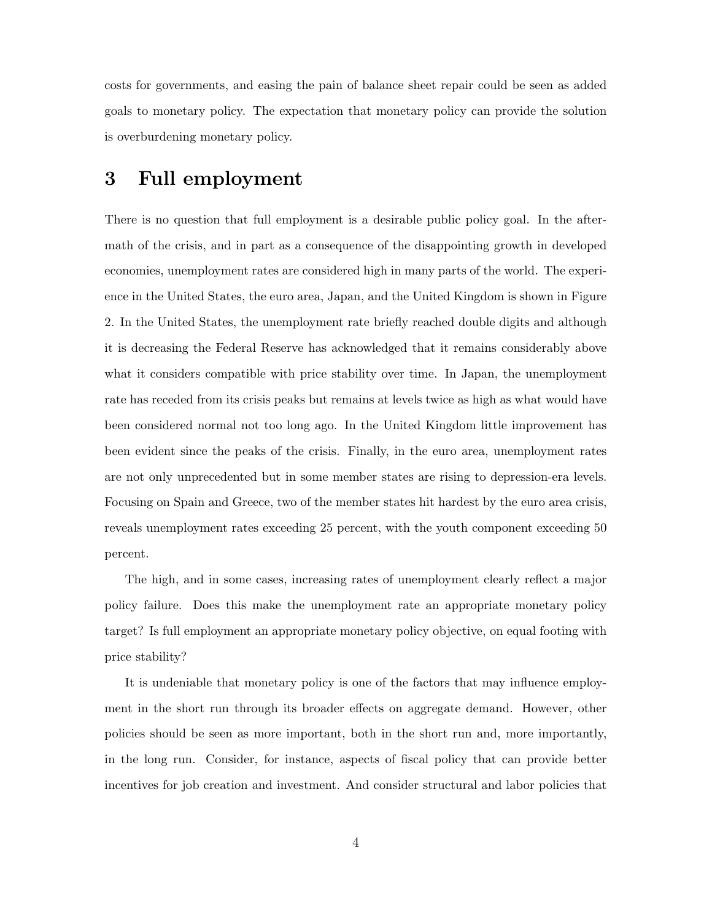costs for governments, and easing the pain of balance sheet repair could be seen as added goals to monetary policy. The expectation that monetary policy can provide the solution is overburdening monetary policy.

# 3 Full employment

There is no question that full employment is a desirable public policy goal. In the aftermath of the crisis, and in part as a consequence of the disappointing growth in developed economies, unemployment rates are considered high in many parts of the world. The experience in the United States, the euro area, Japan, and the United Kingdom is shown in Figure 2. In the United States, the unemployment rate briefly reached double digits and although it is decreasing the Federal Reserve has acknowledged that it remains considerably above what it considers compatible with price stability over time. In Japan, the unemployment rate has receded from its crisis peaks but remains at levels twice as high as what would have been considered normal not too long ago. In the United Kingdom little improvement has been evident since the peaks of the crisis. Finally, in the euro area, unemployment rates are not only unprecedented but in some member states are rising to depression-era levels. Focusing on Spain and Greece, two of the member states hit hardest by the euro area crisis, reveals unemployment rates exceeding 25 percent, with the youth component exceeding 50 percent.

The high, and in some cases, increasing rates of unemployment clearly reflect a major policy failure. Does this make the unemployment rate an appropriate monetary policy target? Is full employment an appropriate monetary policy objective, on equal footing with price stability?

It is undeniable that monetary policy is one of the factors that may influence employment in the short run through its broader effects on aggregate demand. However, other policies should be seen as more important, both in the short run and, more importantly, in the long run. Consider, for instance, aspects of fiscal policy that can provide better incentives for job creation and investment. And consider structural and labor policies that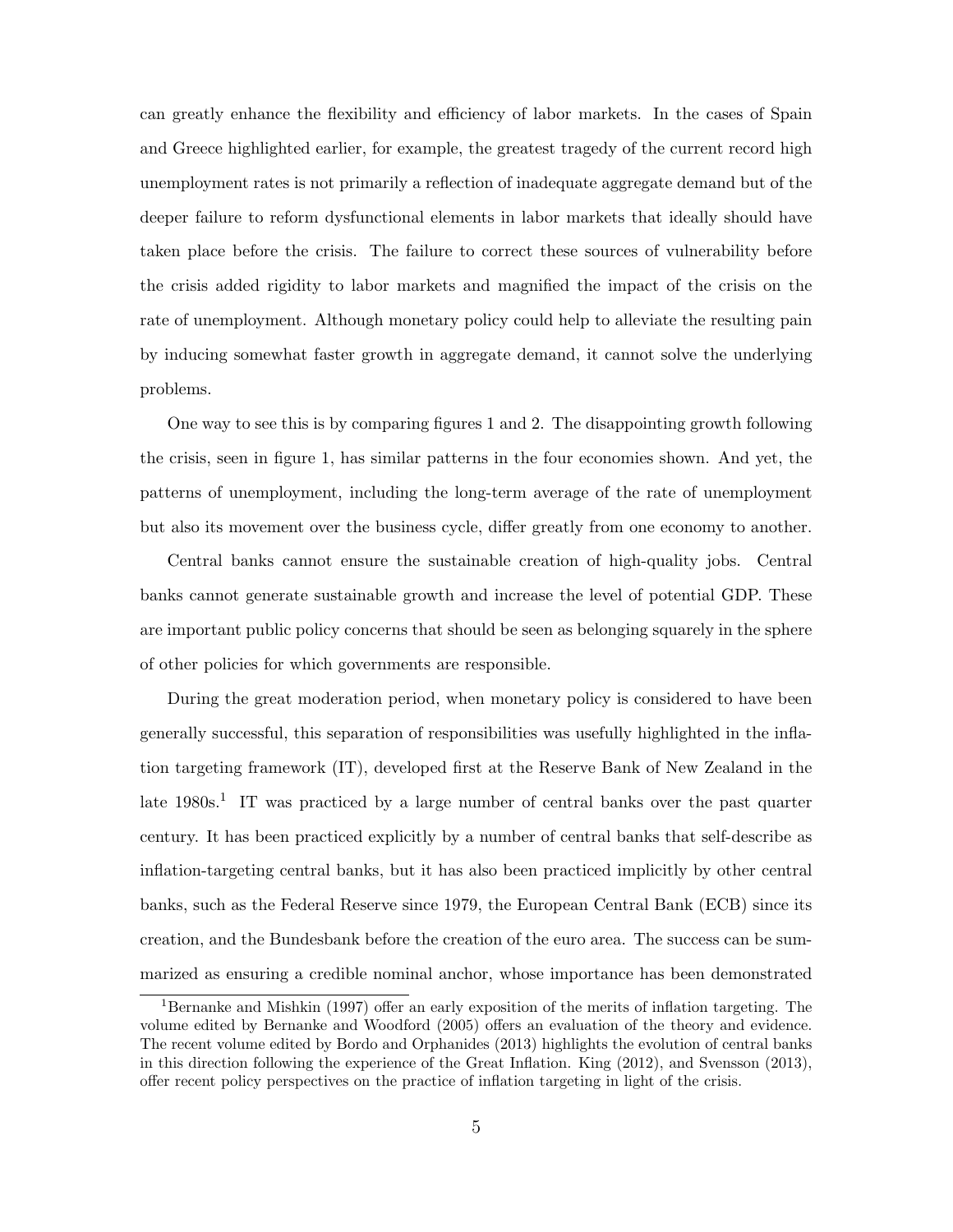can greatly enhance the flexibility and efficiency of labor markets. In the cases of Spain and Greece highlighted earlier, for example, the greatest tragedy of the current record high unemployment rates is not primarily a reflection of inadequate aggregate demand but of the deeper failure to reform dysfunctional elements in labor markets that ideally should have taken place before the crisis. The failure to correct these sources of vulnerability before the crisis added rigidity to labor markets and magnified the impact of the crisis on the rate of unemployment. Although monetary policy could help to alleviate the resulting pain by inducing somewhat faster growth in aggregate demand, it cannot solve the underlying problems.

One way to see this is by comparing figures 1 and 2. The disappointing growth following the crisis, seen in figure 1, has similar patterns in the four economies shown. And yet, the patterns of unemployment, including the long-term average of the rate of unemployment but also its movement over the business cycle, differ greatly from one economy to another.

Central banks cannot ensure the sustainable creation of high-quality jobs. Central banks cannot generate sustainable growth and increase the level of potential GDP. These are important public policy concerns that should be seen as belonging squarely in the sphere of other policies for which governments are responsible.

During the great moderation period, when monetary policy is considered to have been generally successful, this separation of responsibilities was usefully highlighted in the inflation targeting framework (IT), developed first at the Reserve Bank of New Zealand in the late 1980s.[1] IT was practiced by a large number of central banks over the past quarter century. It has been practiced explicitly by a number of central banks that self-describe as inflation-targeting central banks, but it has also been practiced implicitly by other central banks, such as the Federal Reserve since 1979, the European Central Bank (ECB) since its creation, and the Bundesbank before the creation of the euro area. The success can be summarized as ensuring a credible nominal anchor, whose importance has been demonstrated

[1] Bernanke and Mishkin (1997) offer an early exposition of the merits of inflation targeting. The volume edited by Bernanke and Woodford (2005) offers an evaluation of the theory and evidence. The recent volume edited by Bordo and Orphanides (2013) highlights the evolution of central banks in this direction following the experience of the Great Inflation. King (2012), and Svensson (2013), offer recent policy perspectives on the practice of inflation targeting in light of the crisis.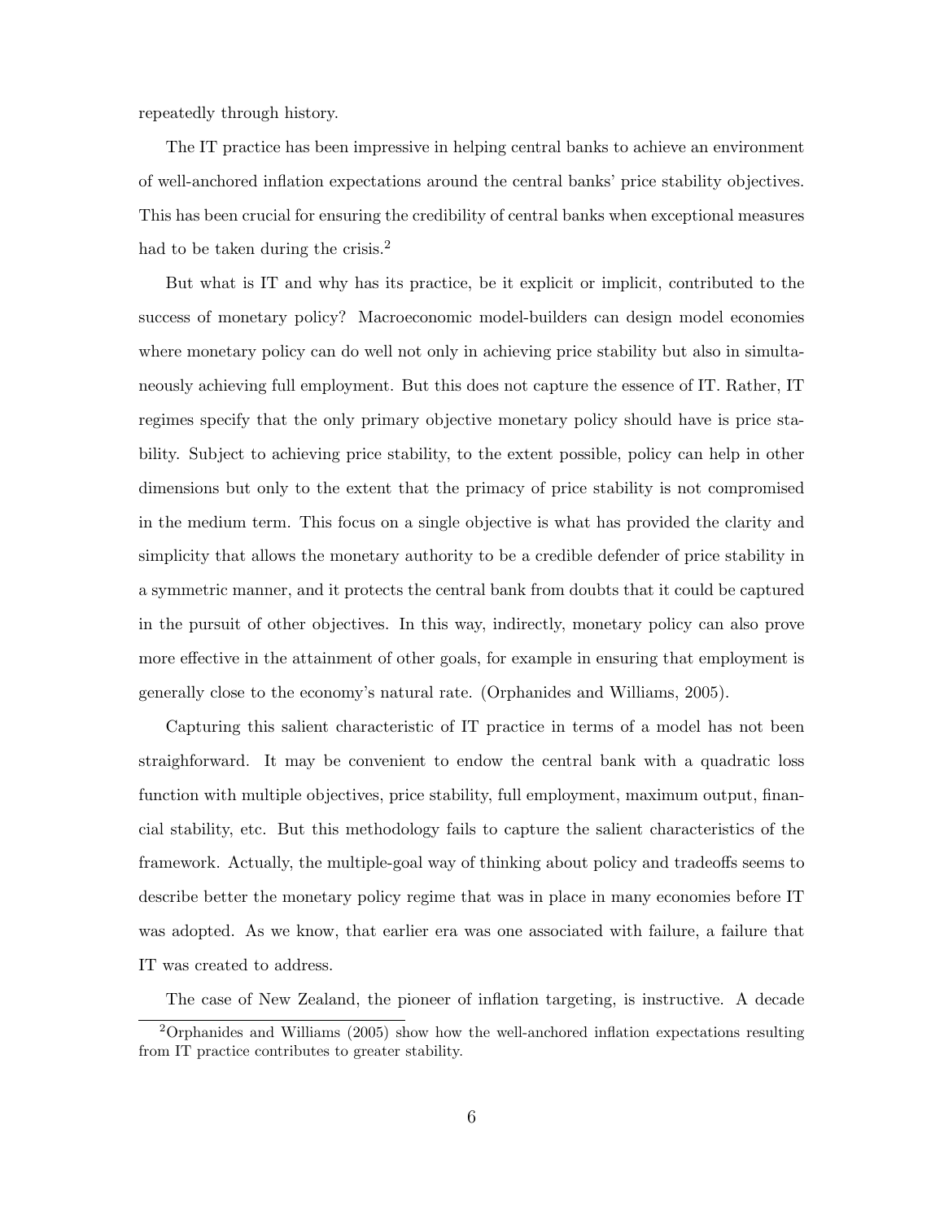repeatedly through history.

The IT practice has been impressive in helping central banks to achieve an environment of well-anchored inflation expectations around the central banks' price stability objectives. This has been crucial for ensuring the credibility of central banks when exceptional measures had to be taken during the crisis.[2]

But what is IT and why has its practice, be it explicit or implicit, contributed to the success of monetary policy? Macroeconomic model-builders can design model economies where monetary policy can do well not only in achieving price stability but also in simultaneously achieving full employment. But this does not capture the essence of IT. Rather, IT regimes specify that the only primary objective monetary policy should have is price stability. Subject to achieving price stability, to the extent possible, policy can help in other dimensions but only to the extent that the primacy of price stability is not compromised in the medium term. This focus on a single objective is what has provided the clarity and simplicity that allows the monetary authority to be a credible defender of price stability in a symmetric manner, and it protects the central bank from doubts that it could be captured in the pursuit of other objectives. In this way, indirectly, monetary policy can also prove more effective in the attainment of other goals, for example in ensuring that employment is generally close to the economy's natural rate. (Orphanides and Williams, 2005).

Capturing this salient characteristic of IT practice in terms of a model has not been straighforward. It may be convenient to endow the central bank with a quadratic loss function with multiple objectives, price stability, full employment, maximum output, financial stability, etc. But this methodology fails to capture the salient characteristics of the framework. Actually, the multiple-goal way of thinking about policy and tradeoffs seems to describe better the monetary policy regime that was in place in many economies before IT was adopted. As we know, that earlier era was one associated with failure, a failure that IT was created to address.

The case of New Zealand, the pioneer of inflation targeting, is instructive. A decade

[2]Orphanides and Williams (2005) show how the well-anchored inflation expectations resulting from IT practice contributes to greater stability.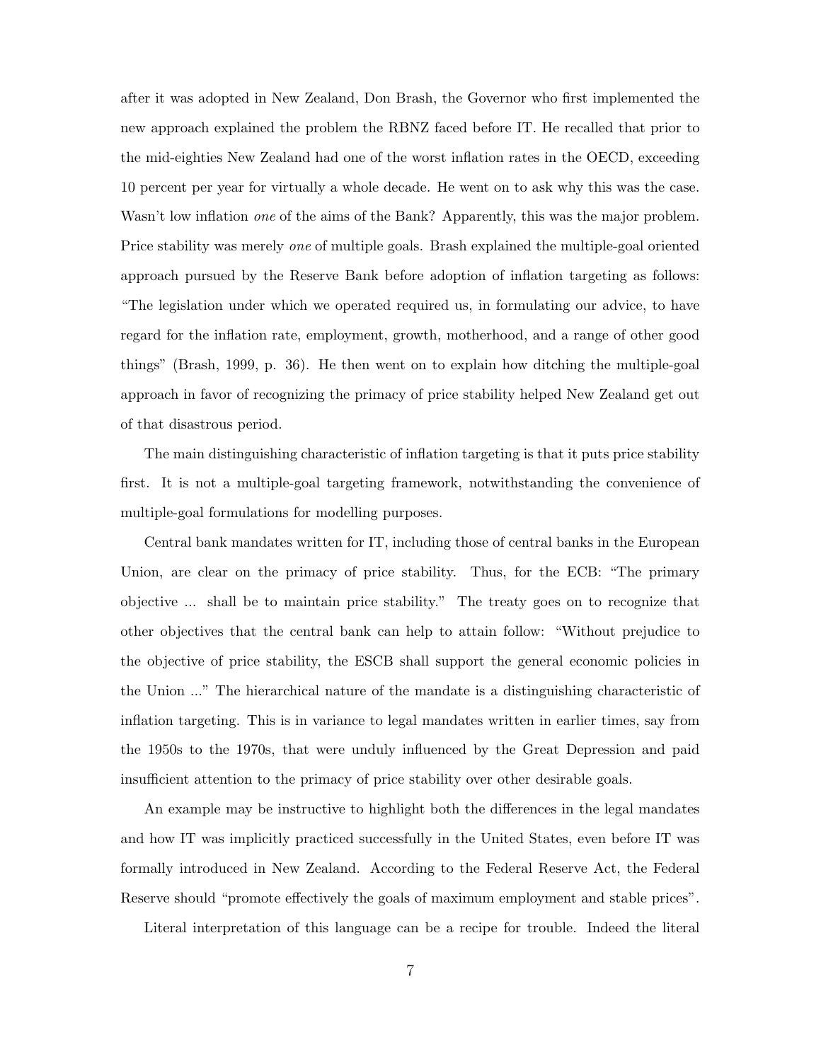after it was adopted in New Zealand, Don Brash, the Governor who first implemented the new approach explained the problem the RBNZ faced before IT. He recalled that prior to the mid-eighties New Zealand had one of the worst inflation rates in the OECD, exceeding 10 percent per year for virtually a whole decade. He went on to ask why this was the case. Wasn't low inflation *one* of the aims of the Bank? Apparently, this was the major problem. Price stability was merely *one* of multiple goals. Brash explained the multiple-goal oriented approach pursued by the Reserve Bank before adoption of inflation targeting as follows: "The legislation under which we operated required us, in formulating our advice, to have regard for the inflation rate, employment, growth, motherhood, and a range of other good things" (Brash, 1999, p. 36). He then went on to explain how ditching the multiple-goal approach in favor of recognizing the primacy of price stability helped New Zealand get out of that disastrous period.

The main distinguishing characteristic of inflation targeting is that it puts price stability first. It is not a multiple-goal targeting framework, notwithstanding the convenience of multiple-goal formulations for modelling purposes.

Central bank mandates written for IT, including those of central banks in the European Union, are clear on the primacy of price stability. Thus, for the ECB: "The primary objective ... shall be to maintain price stability." The treaty goes on to recognize that other objectives that the central bank can help to attain follow: "Without prejudice to the objective of price stability, the ESCB shall support the general economic policies in the Union ..." The hierarchical nature of the mandate is a distinguishing characteristic of inflation targeting. This is in variance to legal mandates written in earlier times, say from the 1950s to the 1970s, that were unduly influenced by the Great Depression and paid insufficient attention to the primacy of price stability over other desirable goals.

An example may be instructive to highlight both the differences in the legal mandates and how IT was implicitly practiced successfully in the United States, even before IT was formally introduced in New Zealand. According to the Federal Reserve Act, the Federal Reserve should "promote effectively the goals of maximum employment and stable prices".

Literal interpretation of this language can be a recipe for trouble. Indeed the literal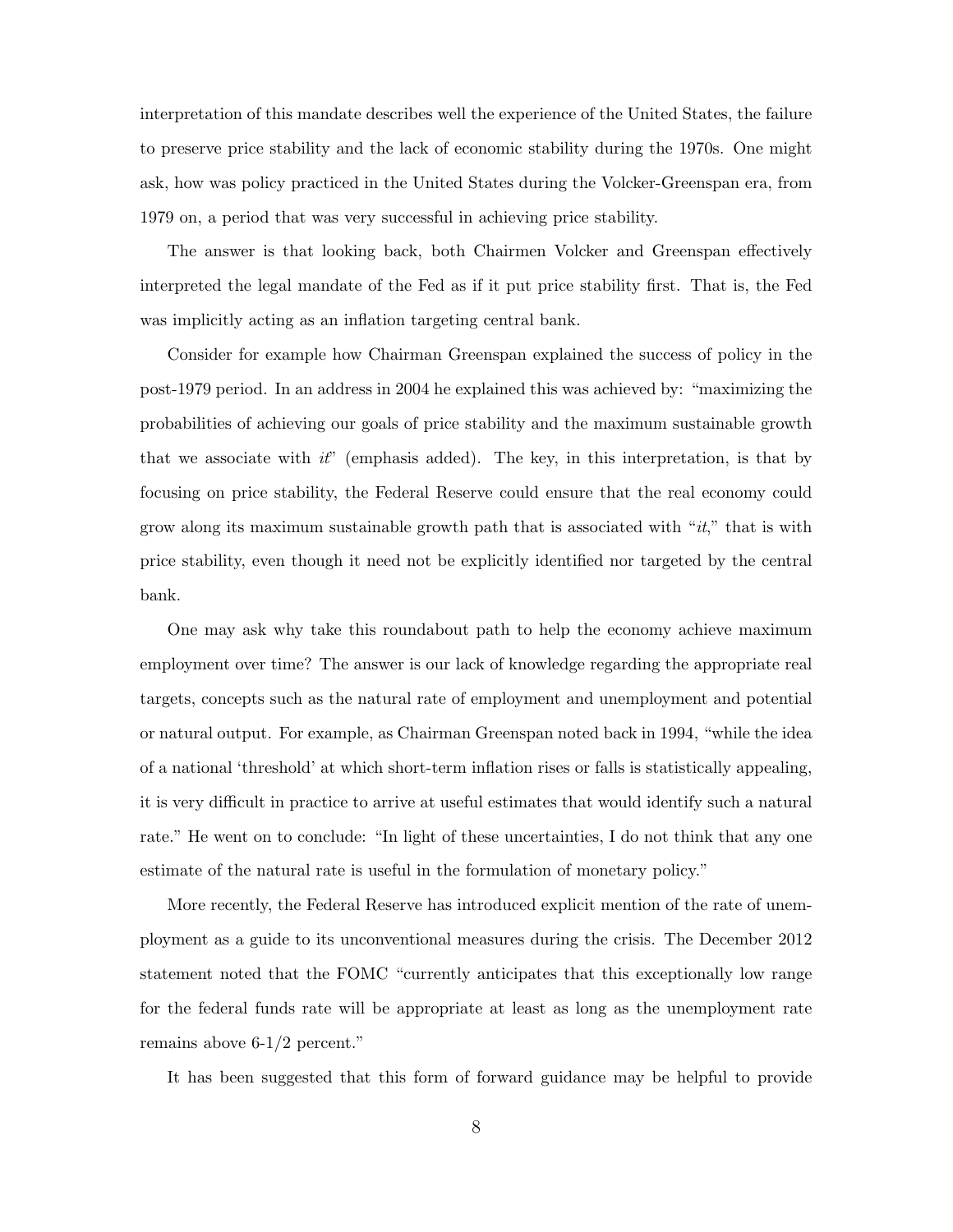interpretation of this mandate describes well the experience of the United States, the failure to preserve price stability and the lack of economic stability during the 1970s. One might ask, how was policy practiced in the United States during the Volcker-Greenspan era, from 1979 on, a period that was very successful in achieving price stability.

The answer is that looking back, both Chairmen Volcker and Greenspan effectively interpreted the legal mandate of the Fed as if it put price stability first. That is, the Fed was implicitly acting as an inflation targeting central bank.

Consider for example how Chairman Greenspan explained the success of policy in the post-1979 period. In an address in 2004 he explained this was achieved by: "maximizing the probabilities of achieving our goals of price stability and the maximum sustainable growth that we associate with *it*" (emphasis added). The key, in this interpretation, is that by focusing on price stability, the Federal Reserve could ensure that the real economy could grow along its maximum sustainable growth path that is associated with "*it*," that is with price stability, even though it need not be explicitly identified nor targeted by the central bank.

One may ask why take this roundabout path to help the economy achieve maximum employment over time? The answer is our lack of knowledge regarding the appropriate real targets, concepts such as the natural rate of employment and unemployment and potential or natural output. For example, as Chairman Greenspan noted back in 1994, "while the idea of a national 'threshold' at which short-term inflation rises or falls is statistically appealing, it is very difficult in practice to arrive at useful estimates that would identify such a natural rate." He went on to conclude: "In light of these uncertainties, I do not think that any one estimate of the natural rate is useful in the formulation of monetary policy."

More recently, the Federal Reserve has introduced explicit mention of the rate of unemployment as a guide to its unconventional measures during the crisis. The December 2012 statement noted that the FOMC "currently anticipates that this exceptionally low range for the federal funds rate will be appropriate at least as long as the unemployment rate remains above 6-1/2 percent."

It has been suggested that this form of forward guidance may be helpful to provide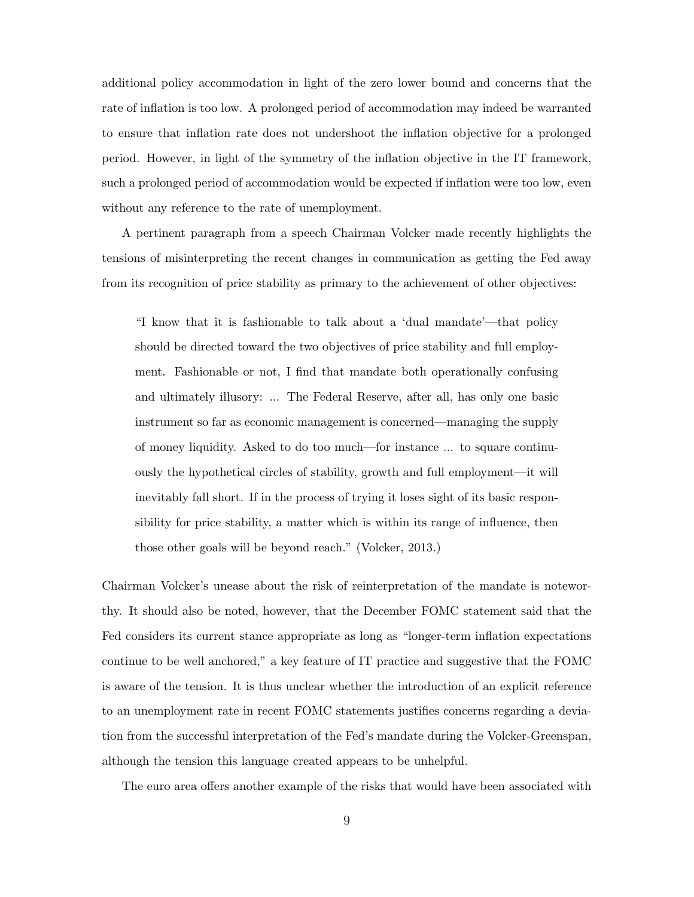additional policy accommodation in light of the zero lower bound and concerns that the rate of inflation is too low. A prolonged period of accommodation may indeed be warranted to ensure that inflation rate does not undershoot the inflation objective for a prolonged period. However, in light of the symmetry of the inflation objective in the IT framework, such a prolonged period of accommodation would be expected if inflation were too low, even without any reference to the rate of unemployment.

A pertinent paragraph from a speech Chairman Volcker made recently highlights the tensions of misinterpreting the recent changes in communication as getting the Fed away from its recognition of price stability as primary to the achievement of other objectives:

> "I know that it is fashionable to talk about a 'dual mandate'—that policy should be directed toward the two objectives of price stability and full employment. Fashionable or not, I find that mandate both operationally confusing and ultimately illusory: ... The Federal Reserve, after all, has only one basic instrument so far as economic management is concerned—managing the supply of money liquidity. Asked to do too much—for instance ... to square continuously the hypothetical circles of stability, growth and full employment—it will inevitably fall short. If in the process of trying it loses sight of its basic responsibility for price stability, a matter which is within its range of influence, then those other goals will be beyond reach." (Volcker, 2013.)

Chairman Volcker's unease about the risk of reinterpretation of the mandate is noteworthy. It should also be noted, however, that the December FOMC statement said that the Fed considers its current stance appropriate as long as "longer-term inflation expectations continue to be well anchored," a key feature of IT practice and suggestive that the FOMC is aware of the tension. It is thus unclear whether the introduction of an explicit reference to an unemployment rate in recent FOMC statements justifies concerns regarding a deviation from the successful interpretation of the Fed's mandate during the Volcker-Greenspan, although the tension this language created appears to be unhelpful.

The euro area offers another example of the risks that would have been associated with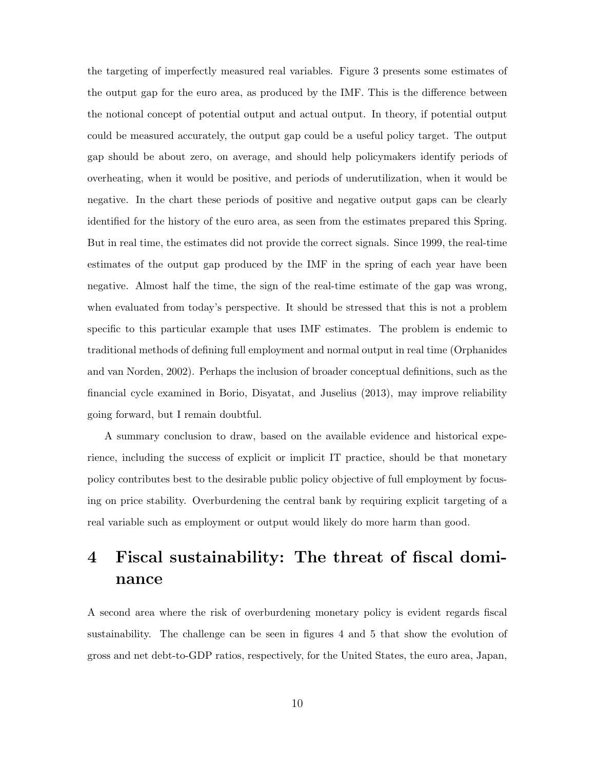the targeting of imperfectly measured real variables. Figure 3 presents some estimates of the output gap for the euro area, as produced by the IMF. This is the difference between the notional concept of potential output and actual output. In theory, if potential output could be measured accurately, the output gap could be a useful policy target. The output gap should be about zero, on average, and should help policymakers identify periods of overheating, when it would be positive, and periods of underutilization, when it would be negative. In the chart these periods of positive and negative output gaps can be clearly identified for the history of the euro area, as seen from the estimates prepared this Spring. But in real time, the estimates did not provide the correct signals. Since 1999, the real-time estimates of the output gap produced by the IMF in the spring of each year have been negative. Almost half the time, the sign of the real-time estimate of the gap was wrong, when evaluated from today's perspective. It should be stressed that this is not a problem specific to this particular example that uses IMF estimates. The problem is endemic to traditional methods of defining full employment and normal output in real time (Orphanides and van Norden, 2002). Perhaps the inclusion of broader conceptual definitions, such as the financial cycle examined in Borio, Disyatat, and Juselius (2013), may improve reliability going forward, but I remain doubtful.

A summary conclusion to draw, based on the available evidence and historical experience, including the success of explicit or implicit IT practice, should be that monetary policy contributes best to the desirable public policy objective of full employment by focusing on price stability. Overburdening the central bank by requiring explicit targeting of a real variable such as employment or output would likely do more harm than good.

# 4 Fiscal sustainability: The threat of fiscal dominance

A second area where the risk of overburdening monetary policy is evident regards fiscal sustainability. The challenge can be seen in figures 4 and 5 that show the evolution of gross and net debt-to-GDP ratios, respectively, for the United States, the euro area, Japan,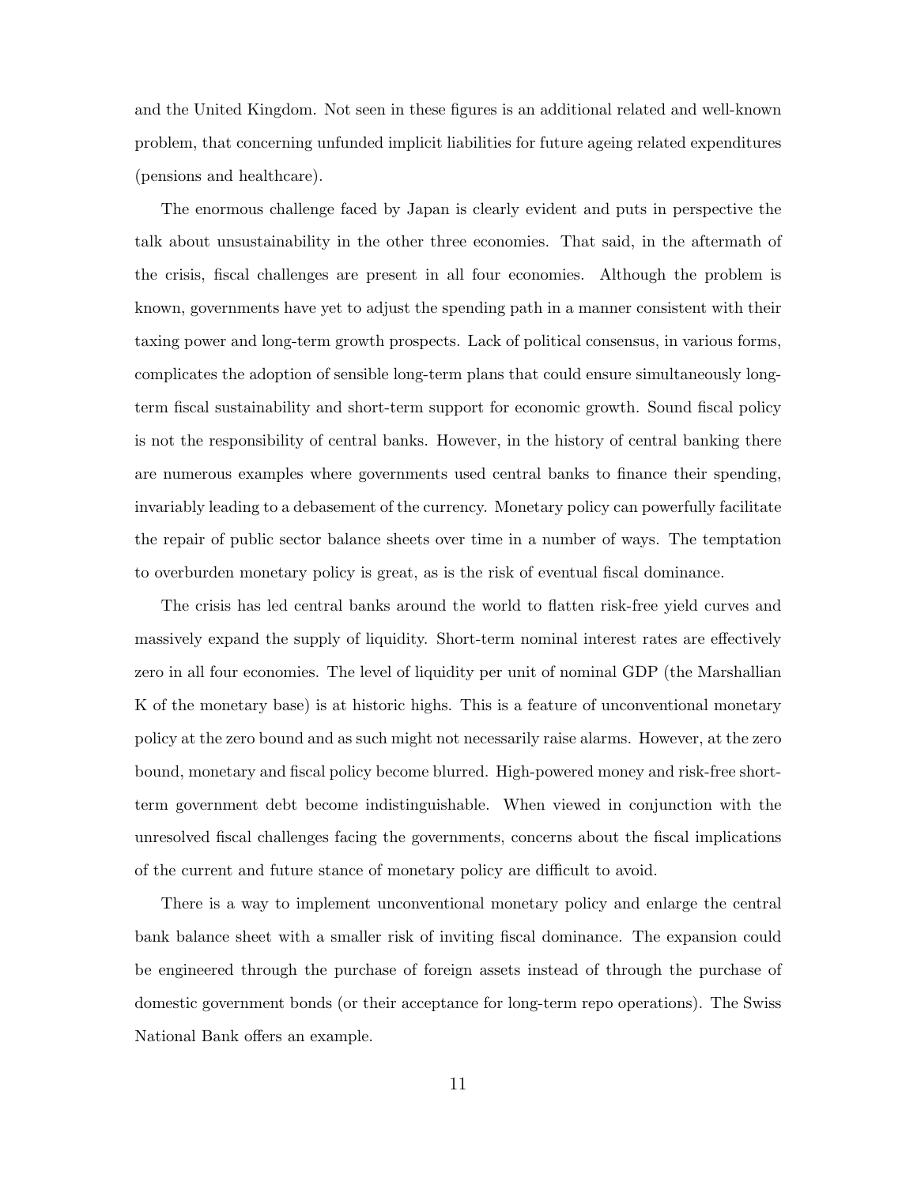and the United Kingdom. Not seen in these figures is an additional related and well-known problem, that concerning unfunded implicit liabilities for future ageing related expenditures (pensions and healthcare).

The enormous challenge faced by Japan is clearly evident and puts in perspective the talk about unsustainability in the other three economies. That said, in the aftermath of the crisis, fiscal challenges are present in all four economies. Although the problem is known, governments have yet to adjust the spending path in a manner consistent with their taxing power and long-term growth prospects. Lack of political consensus, in various forms, complicates the adoption of sensible long-term plans that could ensure simultaneously long-term fiscal sustainability and short-term support for economic growth. Sound fiscal policy is not the responsibility of central banks. However, in the history of central banking there are numerous examples where governments used central banks to finance their spending, invariably leading to a debasement of the currency. Monetary policy can powerfully facilitate the repair of public sector balance sheets over time in a number of ways. The temptation to overburden monetary policy is great, as is the risk of eventual fiscal dominance.

The crisis has led central banks around the world to flatten risk-free yield curves and massively expand the supply of liquidity. Short-term nominal interest rates are effectively zero in all four economies. The level of liquidity per unit of nominal GDP (the Marshallian K of the monetary base) is at historic highs. This is a feature of unconventional monetary policy at the zero bound and as such might not necessarily raise alarms. However, at the zero bound, monetary and fiscal policy become blurred. High-powered money and risk-free short-term government debt become indistinguishable. When viewed in conjunction with the unresolved fiscal challenges facing the governments, concerns about the fiscal implications of the current and future stance of monetary policy are difficult to avoid.

There is a way to implement unconventional monetary policy and enlarge the central bank balance sheet with a smaller risk of inviting fiscal dominance. The expansion could be engineered through the purchase of foreign assets instead of through the purchase of domestic government bonds (or their acceptance for long-term repo operations). The Swiss National Bank offers an example.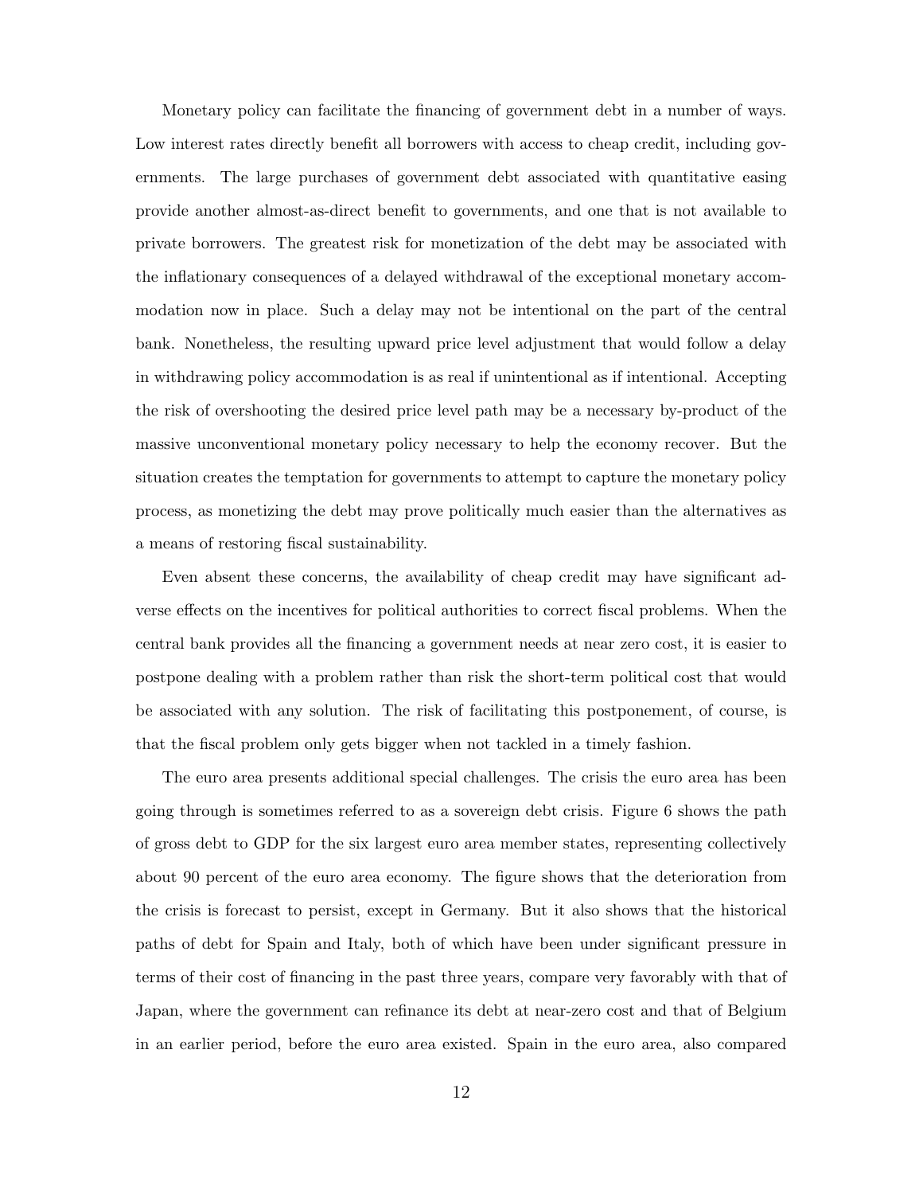Monetary policy can facilitate the financing of government debt in a number of ways. Low interest rates directly benefit all borrowers with access to cheap credit, including governments. The large purchases of government debt associated with quantitative easing provide another almost-as-direct benefit to governments, and one that is not available to private borrowers. The greatest risk for monetization of the debt may be associated with the inflationary consequences of a delayed withdrawal of the exceptional monetary accommodation now in place. Such a delay may not be intentional on the part of the central bank. Nonetheless, the resulting upward price level adjustment that would follow a delay in withdrawing policy accommodation is as real if unintentional as if intentional. Accepting the risk of overshooting the desired price level path may be a necessary by-product of the massive unconventional monetary policy necessary to help the economy recover. But the situation creates the temptation for governments to attempt to capture the monetary policy process, as monetizing the debt may prove politically much easier than the alternatives as a means of restoring fiscal sustainability.

Even absent these concerns, the availability of cheap credit may have significant adverse effects on the incentives for political authorities to correct fiscal problems. When the central bank provides all the financing a government needs at near zero cost, it is easier to postpone dealing with a problem rather than risk the short-term political cost that would be associated with any solution. The risk of facilitating this postponement, of course, is that the fiscal problem only gets bigger when not tackled in a timely fashion.

The euro area presents additional special challenges. The crisis the euro area has been going through is sometimes referred to as a sovereign debt crisis. Figure 6 shows the path of gross debt to GDP for the six largest euro area member states, representing collectively about 90 percent of the euro area economy. The figure shows that the deterioration from the crisis is forecast to persist, except in Germany. But it also shows that the historical paths of debt for Spain and Italy, both of which have been under significant pressure in terms of their cost of financing in the past three years, compare very favorably with that of Japan, where the government can refinance its debt at near-zero cost and that of Belgium in an earlier period, before the euro area existed. Spain in the euro area, also compared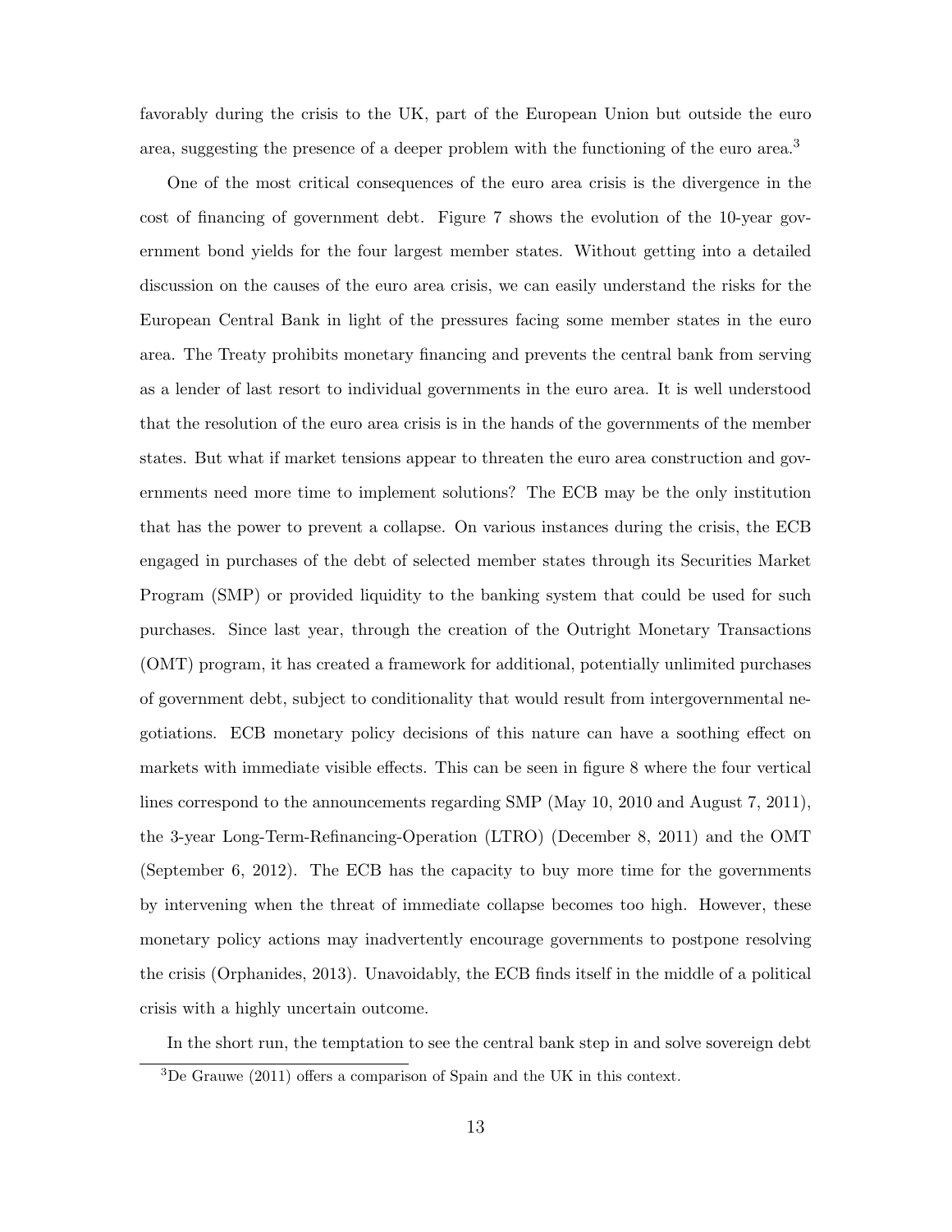favorably during the crisis to the UK, part of the European Union but outside the euro area, suggesting the presence of a deeper problem with the functioning of the euro area.[3]

One of the most critical consequences of the euro area crisis is the divergence in the cost of financing of government debt. Figure 7 shows the evolution of the 10-year government bond yields for the four largest member states. Without getting into a detailed discussion on the causes of the euro area crisis, we can easily understand the risks for the European Central Bank in light of the pressures facing some member states in the euro area. The Treaty prohibits monetary financing and prevents the central bank from serving as a lender of last resort to individual governments in the euro area. It is well understood that the resolution of the euro area crisis is in the hands of the governments of the member states. But what if market tensions appear to threaten the euro area construction and governments need more time to implement solutions? The ECB may be the only institution that has the power to prevent a collapse. On various instances during the crisis, the ECB engaged in purchases of the debt of selected member states through its Securities Market Program (SMP) or provided liquidity to the banking system that could be used for such purchases. Since last year, through the creation of the Outright Monetary Transactions (OMT) program, it has created a framework for additional, potentially unlimited purchases of government debt, subject to conditionality that would result from intergovernmental negotiations. ECB monetary policy decisions of this nature can have a soothing effect on markets with immediate visible effects. This can be seen in figure 8 where the four vertical lines correspond to the announcements regarding SMP (May 10, 2010 and August 7, 2011), the 3-year Long-Term-Refinancing-Operation (LTRO) (December 8, 2011) and the OMT (September 6, 2012). The ECB has the capacity to buy more time for the governments by intervening when the threat of immediate collapse becomes too high. However, these monetary policy actions may inadvertently encourage governments to postpone resolving the crisis (Orphanides, 2013). Unavoidably, the ECB finds itself in the middle of a political crisis with a highly uncertain outcome.

In the short run, the temptation to see the central bank step in and solve sovereign debt

[3] De Grauwe (2011) offers a comparison of Spain and the UK in this context.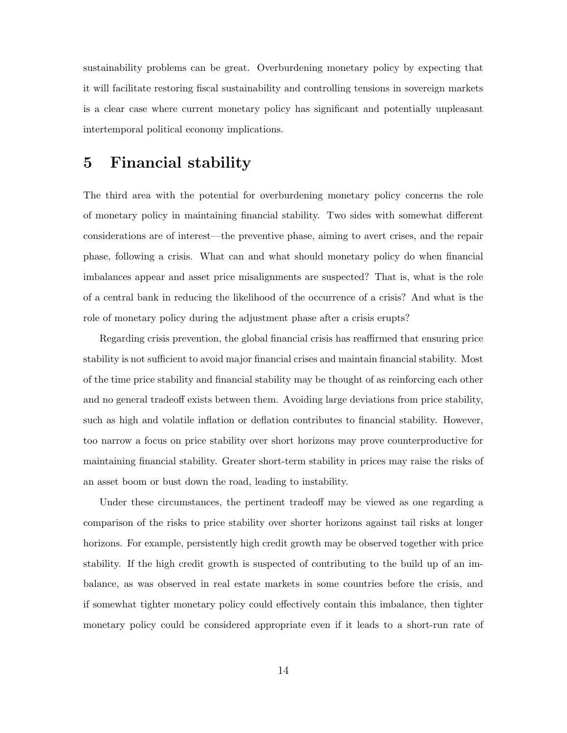sustainability problems can be great. Overburdening monetary policy by expecting that it will facilitate restoring fiscal sustainability and controlling tensions in sovereign markets is a clear case where current monetary policy has significant and potentially unpleasant intertemporal political economy implications.

# 5 Financial stability

The third area with the potential for overburdening monetary policy concerns the role of monetary policy in maintaining financial stability. Two sides with somewhat different considerations are of interest—the preventive phase, aiming to avert crises, and the repair phase, following a crisis. What can and what should monetary policy do when financial imbalances appear and asset price misalignments are suspected? That is, what is the role of a central bank in reducing the likelihood of the occurrence of a crisis? And what is the role of monetary policy during the adjustment phase after a crisis erupts?

Regarding crisis prevention, the global financial crisis has reaffirmed that ensuring price stability is not sufficient to avoid major financial crises and maintain financial stability. Most of the time price stability and financial stability may be thought of as reinforcing each other and no general tradeoff exists between them. Avoiding large deviations from price stability, such as high and volatile inflation or deflation contributes to financial stability. However, too narrow a focus on price stability over short horizons may prove counterproductive for maintaining financial stability. Greater short-term stability in prices may raise the risks of an asset boom or bust down the road, leading to instability.

Under these circumstances, the pertinent tradeoff may be viewed as one regarding a comparison of the risks to price stability over shorter horizons against tail risks at longer horizons. For example, persistently high credit growth may be observed together with price stability. If the high credit growth is suspected of contributing to the build up of an imbalance, as was observed in real estate markets in some countries before the crisis, and if somewhat tighter monetary policy could effectively contain this imbalance, then tighter monetary policy could be considered appropriate even if it leads to a short-run rate of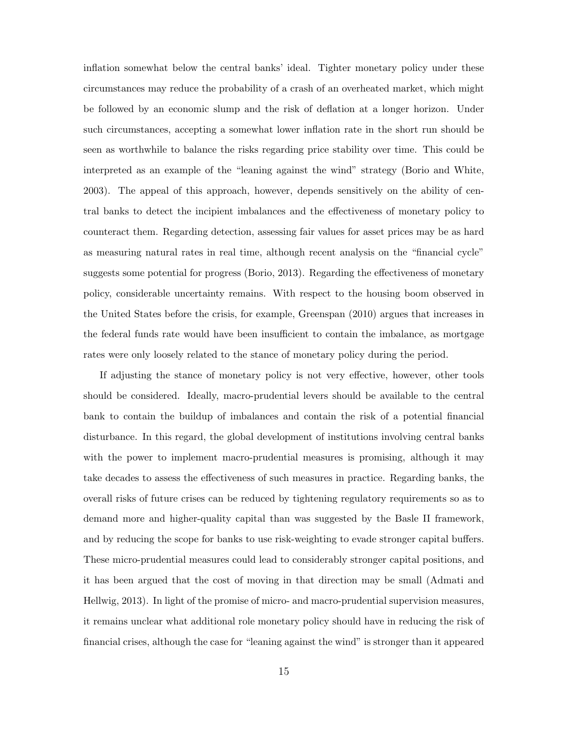inflation somewhat below the central banks' ideal. Tighter monetary policy under these circumstances may reduce the probability of a crash of an overheated market, which might be followed by an economic slump and the risk of deflation at a longer horizon. Under such circumstances, accepting a somewhat lower inflation rate in the short run should be seen as worthwhile to balance the risks regarding price stability over time. This could be interpreted as an example of the "leaning against the wind" strategy (Borio and White, 2003). The appeal of this approach, however, depends sensitively on the ability of central banks to detect the incipient imbalances and the effectiveness of monetary policy to counteract them. Regarding detection, assessing fair values for asset prices may be as hard as measuring natural rates in real time, although recent analysis on the "financial cycle" suggests some potential for progress (Borio, 2013). Regarding the effectiveness of monetary policy, considerable uncertainty remains. With respect to the housing boom observed in the United States before the crisis, for example, Greenspan (2010) argues that increases in the federal funds rate would have been insufficient to contain the imbalance, as mortgage rates were only loosely related to the stance of monetary policy during the period.

If adjusting the stance of monetary policy is not very effective, however, other tools should be considered. Ideally, macro-prudential levers should be available to the central bank to contain the buildup of imbalances and contain the risk of a potential financial disturbance. In this regard, the global development of institutions involving central banks with the power to implement macro-prudential measures is promising, although it may take decades to assess the effectiveness of such measures in practice. Regarding banks, the overall risks of future crises can be reduced by tightening regulatory requirements so as to demand more and higher-quality capital than was suggested by the Basle II framework, and by reducing the scope for banks to use risk-weighting to evade stronger capital buffers. These micro-prudential measures could lead to considerably stronger capital positions, and it has been argued that the cost of moving in that direction may be small (Admati and Hellwig, 2013). In light of the promise of micro- and macro-prudential supervision measures, it remains unclear what additional role monetary policy should have in reducing the risk of financial crises, although the case for "leaning against the wind" is stronger than it appeared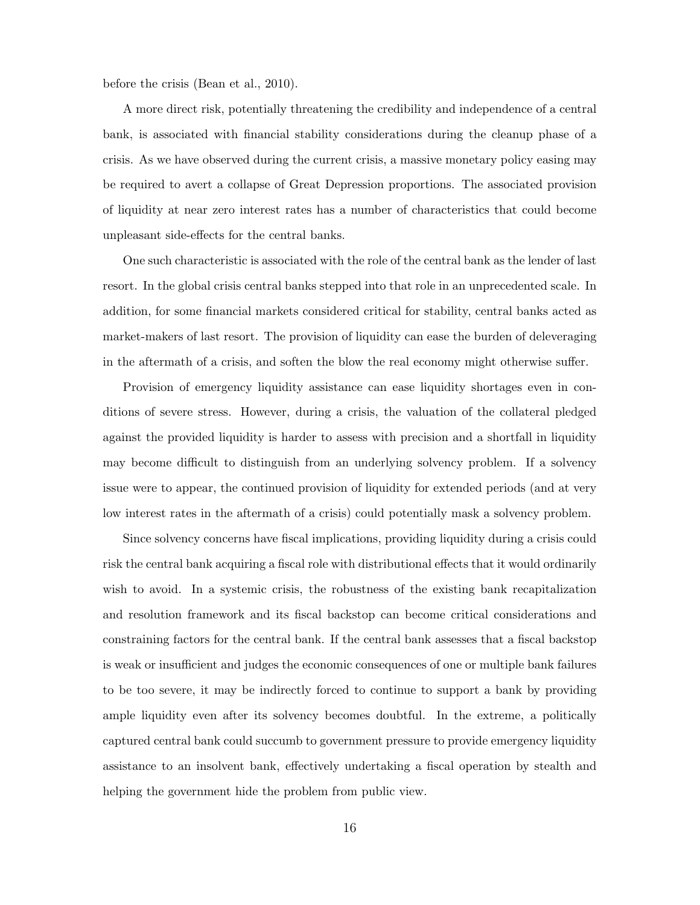before the crisis (Bean et al., 2010).

A more direct risk, potentially threatening the credibility and independence of a central bank, is associated with financial stability considerations during the cleanup phase of a crisis. As we have observed during the current crisis, a massive monetary policy easing may be required to avert a collapse of Great Depression proportions. The associated provision of liquidity at near zero interest rates has a number of characteristics that could become unpleasant side-effects for the central banks.

One such characteristic is associated with the role of the central bank as the lender of last resort. In the global crisis central banks stepped into that role in an unprecedented scale. In addition, for some financial markets considered critical for stability, central banks acted as market-makers of last resort. The provision of liquidity can ease the burden of deleveraging in the aftermath of a crisis, and soften the blow the real economy might otherwise suffer.

Provision of emergency liquidity assistance can ease liquidity shortages even in conditions of severe stress. However, during a crisis, the valuation of the collateral pledged against the provided liquidity is harder to assess with precision and a shortfall in liquidity may become difficult to distinguish from an underlying solvency problem. If a solvency issue were to appear, the continued provision of liquidity for extended periods (and at very low interest rates in the aftermath of a crisis) could potentially mask a solvency problem.

Since solvency concerns have fiscal implications, providing liquidity during a crisis could risk the central bank acquiring a fiscal role with distributional effects that it would ordinarily wish to avoid. In a systemic crisis, the robustness of the existing bank recapitalization and resolution framework and its fiscal backstop can become critical considerations and constraining factors for the central bank. If the central bank assesses that a fiscal backstop is weak or insufficient and judges the economic consequences of one or multiple bank failures to be too severe, it may be indirectly forced to continue to support a bank by providing ample liquidity even after its solvency becomes doubtful. In the extreme, a politically captured central bank could succumb to government pressure to provide emergency liquidity assistance to an insolvent bank, effectively undertaking a fiscal operation by stealth and helping the government hide the problem from public view.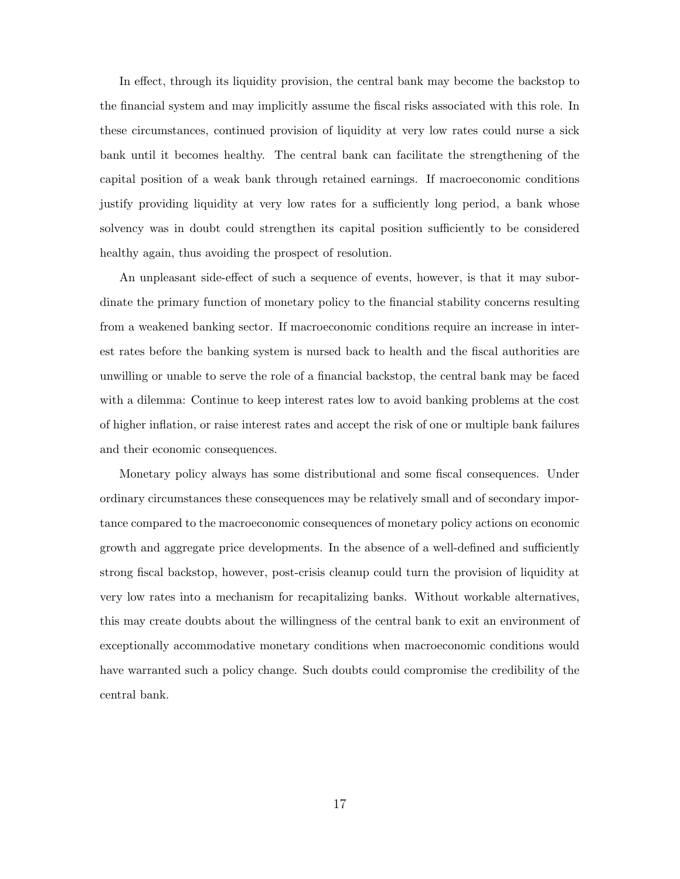In effect, through its liquidity provision, the central bank may become the backstop to the financial system and may implicitly assume the fiscal risks associated with this role. In these circumstances, continued provision of liquidity at very low rates could nurse a sick bank until it becomes healthy. The central bank can facilitate the strengthening of the capital position of a weak bank through retained earnings. If macroeconomic conditions justify providing liquidity at very low rates for a sufficiently long period, a bank whose solvency was in doubt could strengthen its capital position sufficiently to be considered healthy again, thus avoiding the prospect of resolution.

An unpleasant side-effect of such a sequence of events, however, is that it may subordinate the primary function of monetary policy to the financial stability concerns resulting from a weakened banking sector. If macroeconomic conditions require an increase in interest rates before the banking system is nursed back to health and the fiscal authorities are unwilling or unable to serve the role of a financial backstop, the central bank may be faced with a dilemma: Continue to keep interest rates low to avoid banking problems at the cost of higher inflation, or raise interest rates and accept the risk of one or multiple bank failures and their economic consequences.

Monetary policy always has some distributional and some fiscal consequences. Under ordinary circumstances these consequences may be relatively small and of secondary importance compared to the macroeconomic consequences of monetary policy actions on economic growth and aggregate price developments. In the absence of a well-defined and sufficiently strong fiscal backstop, however, post-crisis cleanup could turn the provision of liquidity at very low rates into a mechanism for recapitalizing banks. Without workable alternatives, this may create doubts about the willingness of the central bank to exit an environment of exceptionally accommodative monetary conditions when macroeconomic conditions would have warranted such a policy change. Such doubts could compromise the credibility of the central bank.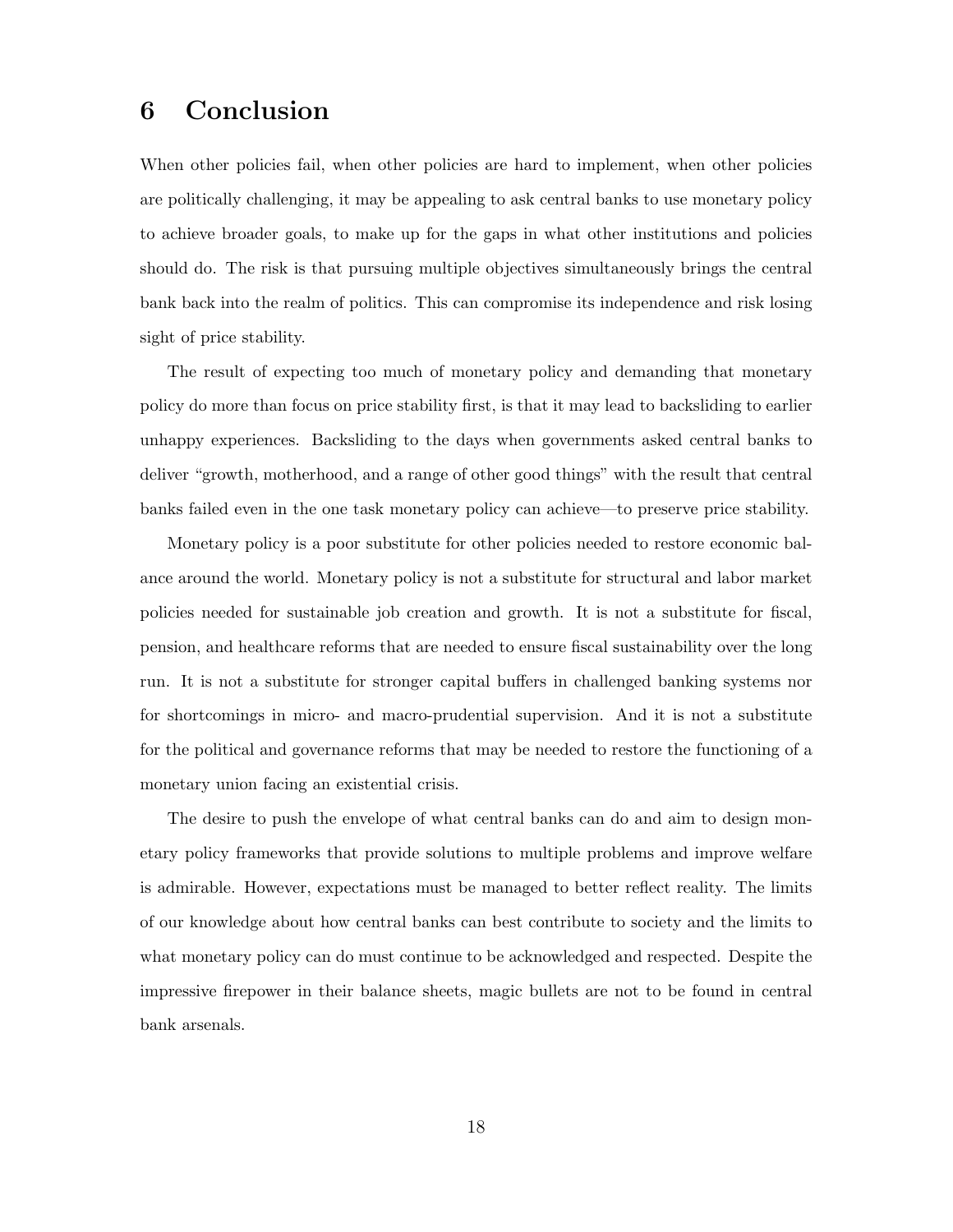# 6 Conclusion

When other policies fail, when other policies are hard to implement, when other policies are politically challenging, it may be appealing to ask central banks to use monetary policy to achieve broader goals, to make up for the gaps in what other institutions and policies should do. The risk is that pursuing multiple objectives simultaneously brings the central bank back into the realm of politics. This can compromise its independence and risk losing sight of price stability.

The result of expecting too much of monetary policy and demanding that monetary policy do more than focus on price stability first, is that it may lead to backsliding to earlier unhappy experiences. Backsliding to the days when governments asked central banks to deliver "growth, motherhood, and a range of other good things" with the result that central banks failed even in the one task monetary policy can achieve—to preserve price stability.

Monetary policy is a poor substitute for other policies needed to restore economic balance around the world. Monetary policy is not a substitute for structural and labor market policies needed for sustainable job creation and growth. It is not a substitute for fiscal, pension, and healthcare reforms that are needed to ensure fiscal sustainability over the long run. It is not a substitute for stronger capital buffers in challenged banking systems nor for shortcomings in micro- and macro-prudential supervision. And it is not a substitute for the political and governance reforms that may be needed to restore the functioning of a monetary union facing an existential crisis.

The desire to push the envelope of what central banks can do and aim to design monetary policy frameworks that provide solutions to multiple problems and improve welfare is admirable. However, expectations must be managed to better reflect reality. The limits of our knowledge about how central banks can best contribute to society and the limits to what monetary policy can do must continue to be acknowledged and respected. Despite the impressive firepower in their balance sheets, magic bullets are not to be found in central bank arsenals.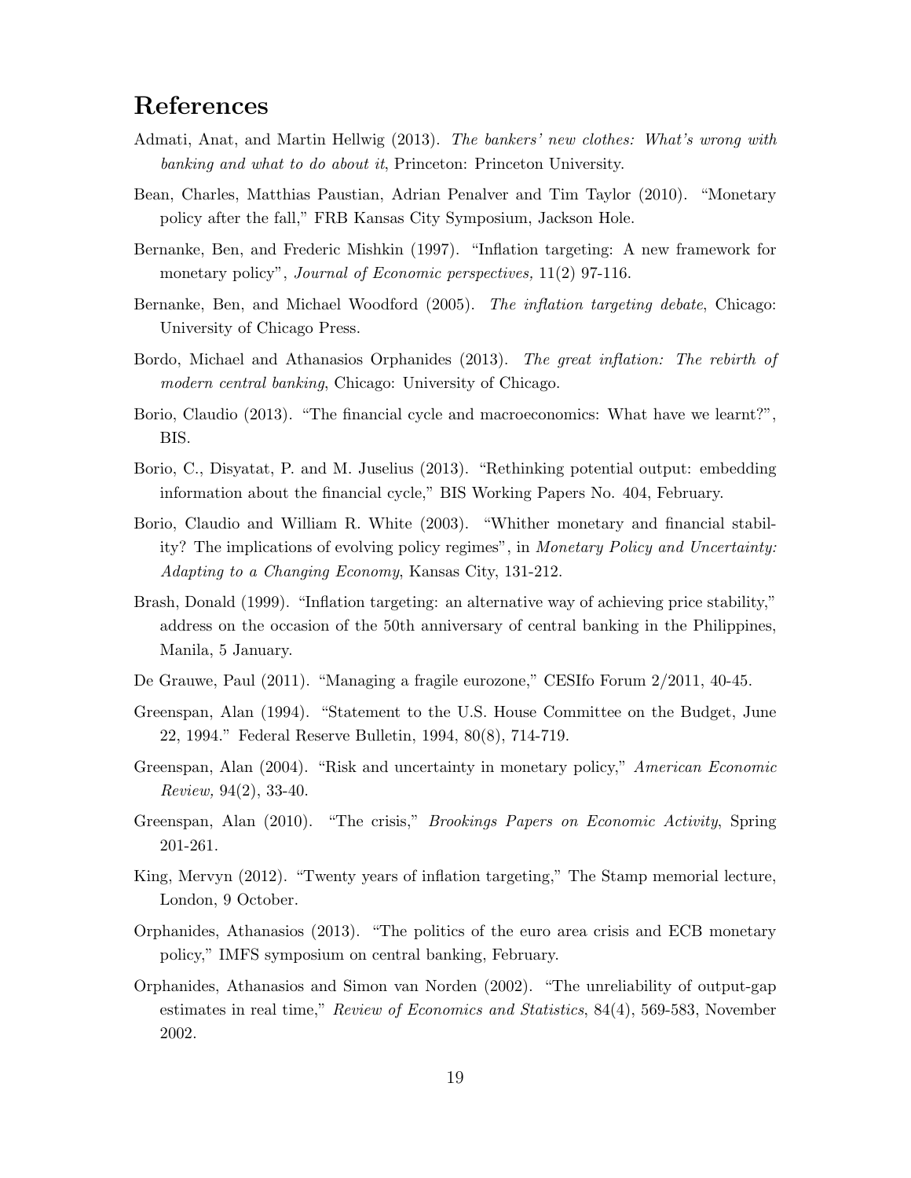## References

Admati, Anat, and Martin Hellwig (2013). *The bankers' new clothes: What's wrong with banking and what to do about it*, Princeton: Princeton University.

Bean, Charles, Matthias Paustian, Adrian Penalver and Tim Taylor (2010). "Monetary policy after the fall," FRB Kansas City Symposium, Jackson Hole.

Bernanke, Ben, and Frederic Mishkin (1997). "Inflation targeting: A new framework for monetary policy", *Journal of Economic perspectives,* 11(2) 97-116.

Bernanke, Ben, and Michael Woodford (2005). *The inflation targeting debate*, Chicago: University of Chicago Press.

Bordo, Michael and Athanasios Orphanides (2013). *The great inflation: The rebirth of modern central banking*, Chicago: University of Chicago.

Borio, Claudio (2013). "The financial cycle and macroeconomics: What have we learnt?", BIS.

Borio, C., Disyatat, P. and M. Juselius (2013). "Rethinking potential output: embedding information about the financial cycle," BIS Working Papers No. 404, February.

Borio, Claudio and William R. White (2003). "Whither monetary and financial stability? The implications of evolving policy regimes", in *Monetary Policy and Uncertainty: Adapting to a Changing Economy*, Kansas City, 131-212.

Brash, Donald (1999). "Inflation targeting: an alternative way of achieving price stability," address on the occasion of the 50th anniversary of central banking in the Philippines, Manila, 5 January.

De Grauwe, Paul (2011). "Managing a fragile eurozone," CESIfo Forum 2/2011, 40-45.

Greenspan, Alan (1994). "Statement to the U.S. House Committee on the Budget, June 22, 1994." Federal Reserve Bulletin, 1994, 80(8), 714-719.

Greenspan, Alan (2004). "Risk and uncertainty in monetary policy," *American Economic Review,* 94(2), 33-40.

Greenspan, Alan (2010). "The crisis," *Brookings Papers on Economic Activity*, Spring 201-261.

King, Mervyn (2012). "Twenty years of inflation targeting," The Stamp memorial lecture, London, 9 October.

Orphanides, Athanasios (2013). "The politics of the euro area crisis and ECB monetary policy," IMFS symposium on central banking, February.

Orphanides, Athanasios and Simon van Norden (2002). "The unreliability of output-gap estimates in real time," *Review of Economics and Statistics*, 84(4), 569-583, November 2002.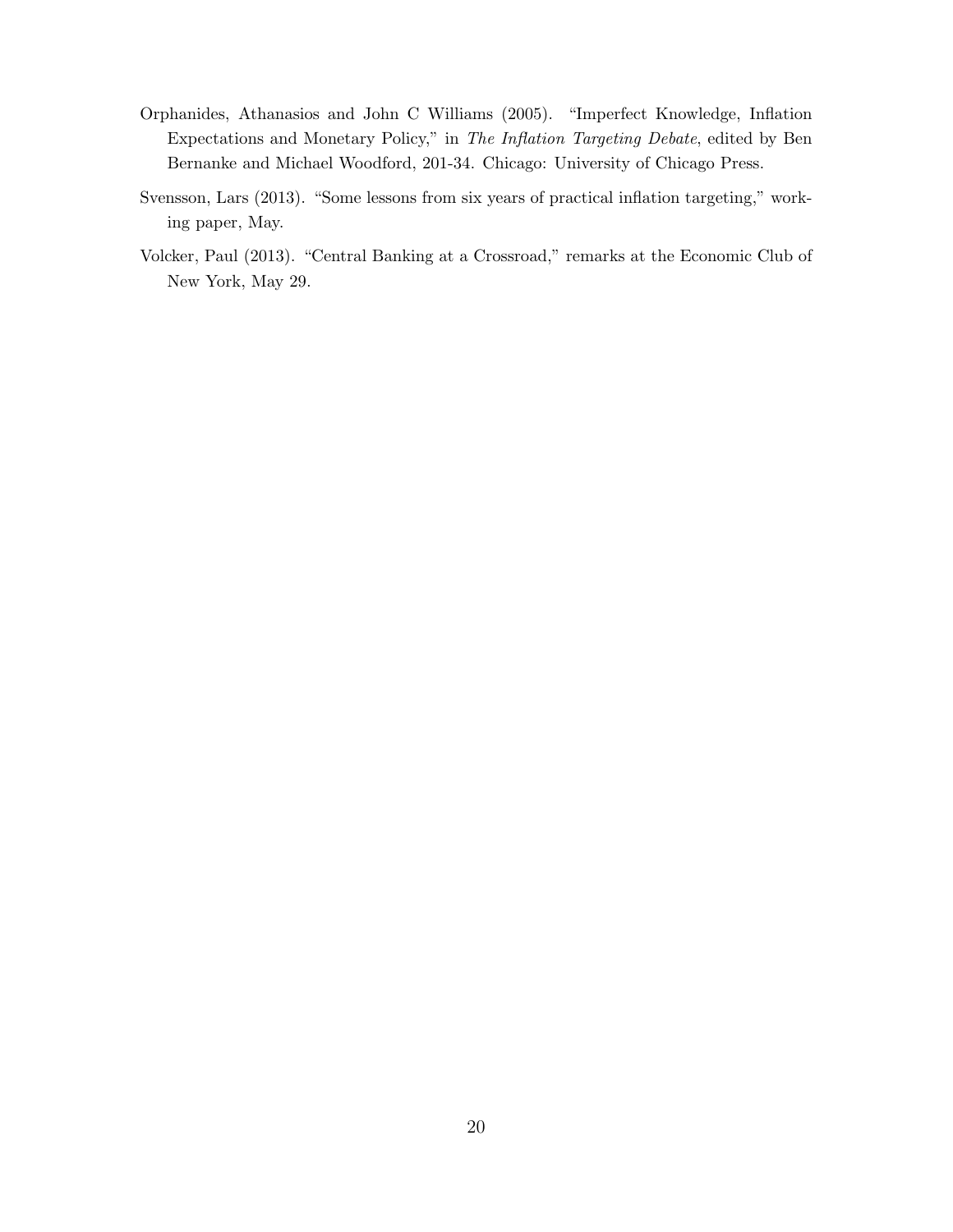Orphanides, Athanasios and John C Williams (2005). "Imperfect Knowledge, Inflation Expectations and Monetary Policy," in *The Inflation Targeting Debate*, edited by Ben Bernanke and Michael Woodford, 201-34. Chicago: University of Chicago Press.

Svensson, Lars (2013). "Some lessons from six years of practical inflation targeting," working paper, May.

Volcker, Paul (2013). "Central Banking at a Crossroad," remarks at the Economic Club of New York, May 29.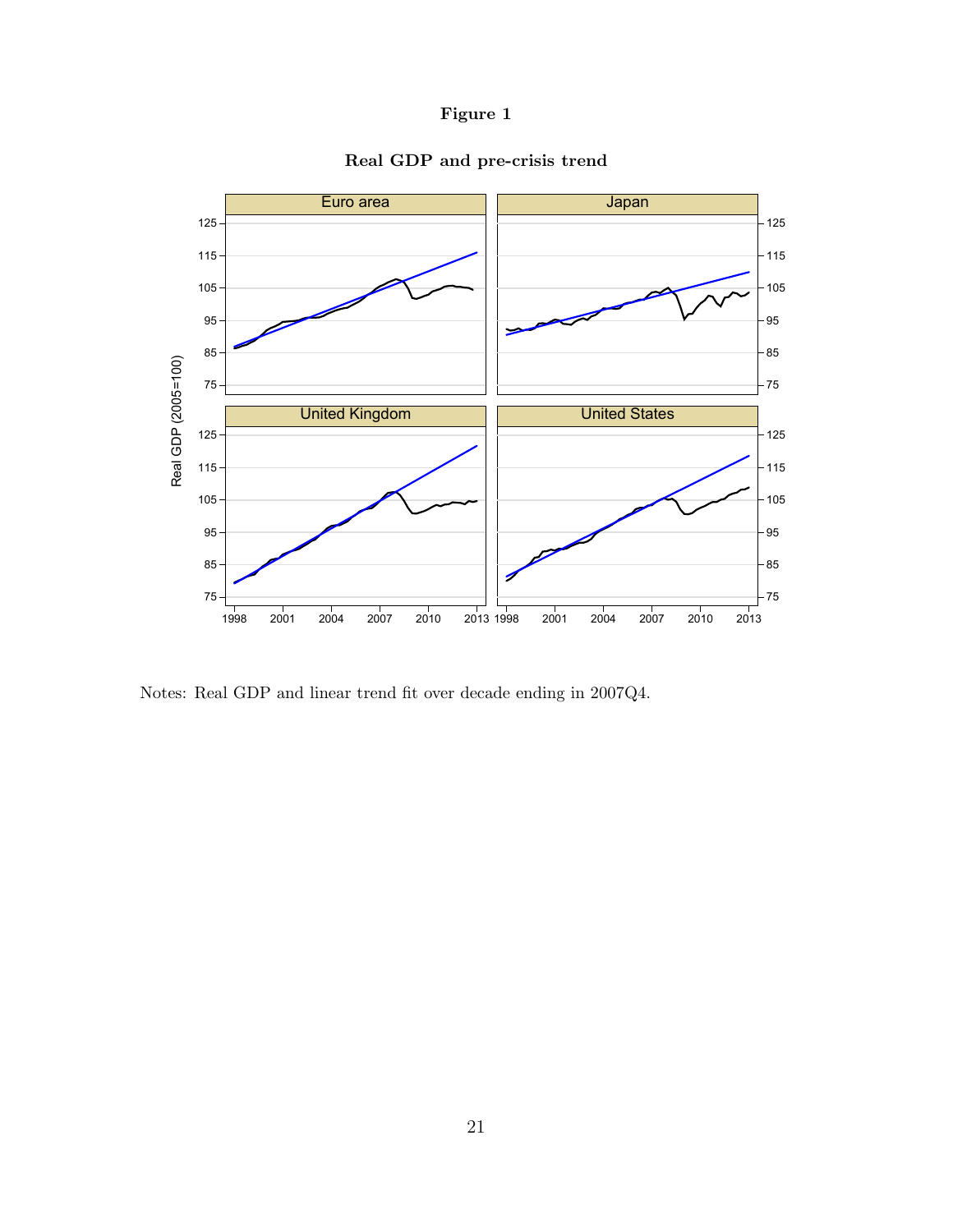**Figure 1**

**Real GDP and pre-crisis trend**

Notes: Real GDP and linear trend fit over decade ending in 2007Q4.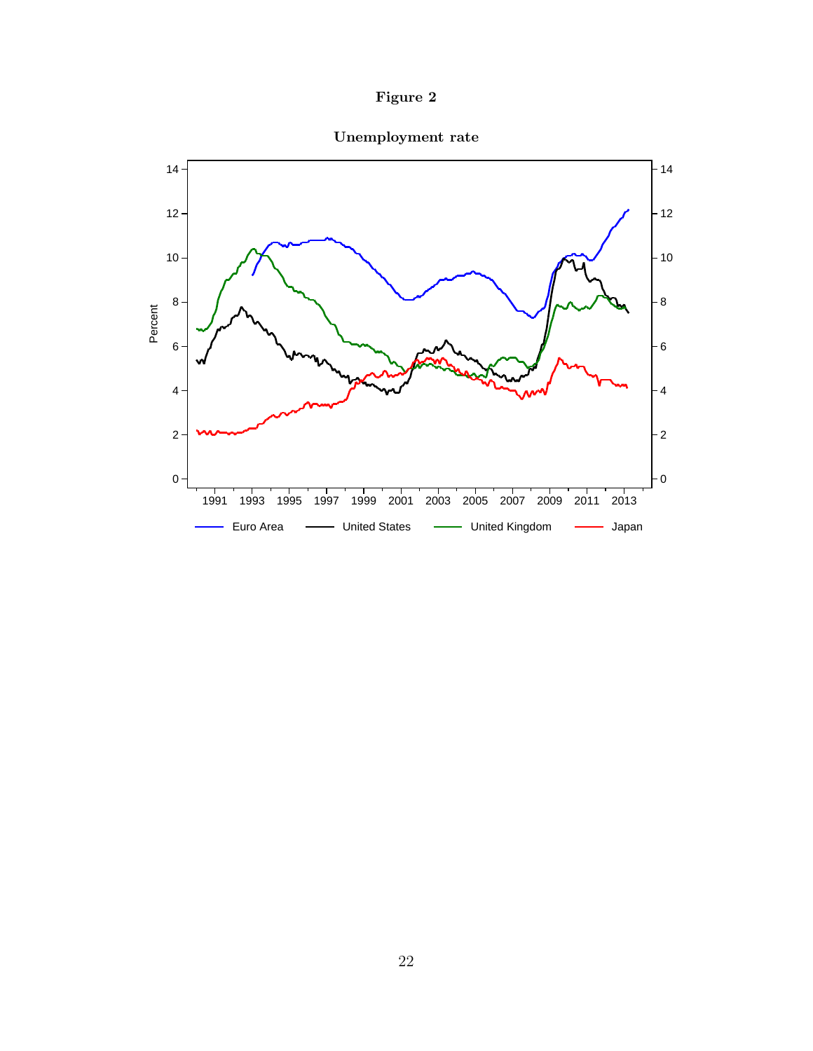# Figure 2

## Unemployment rate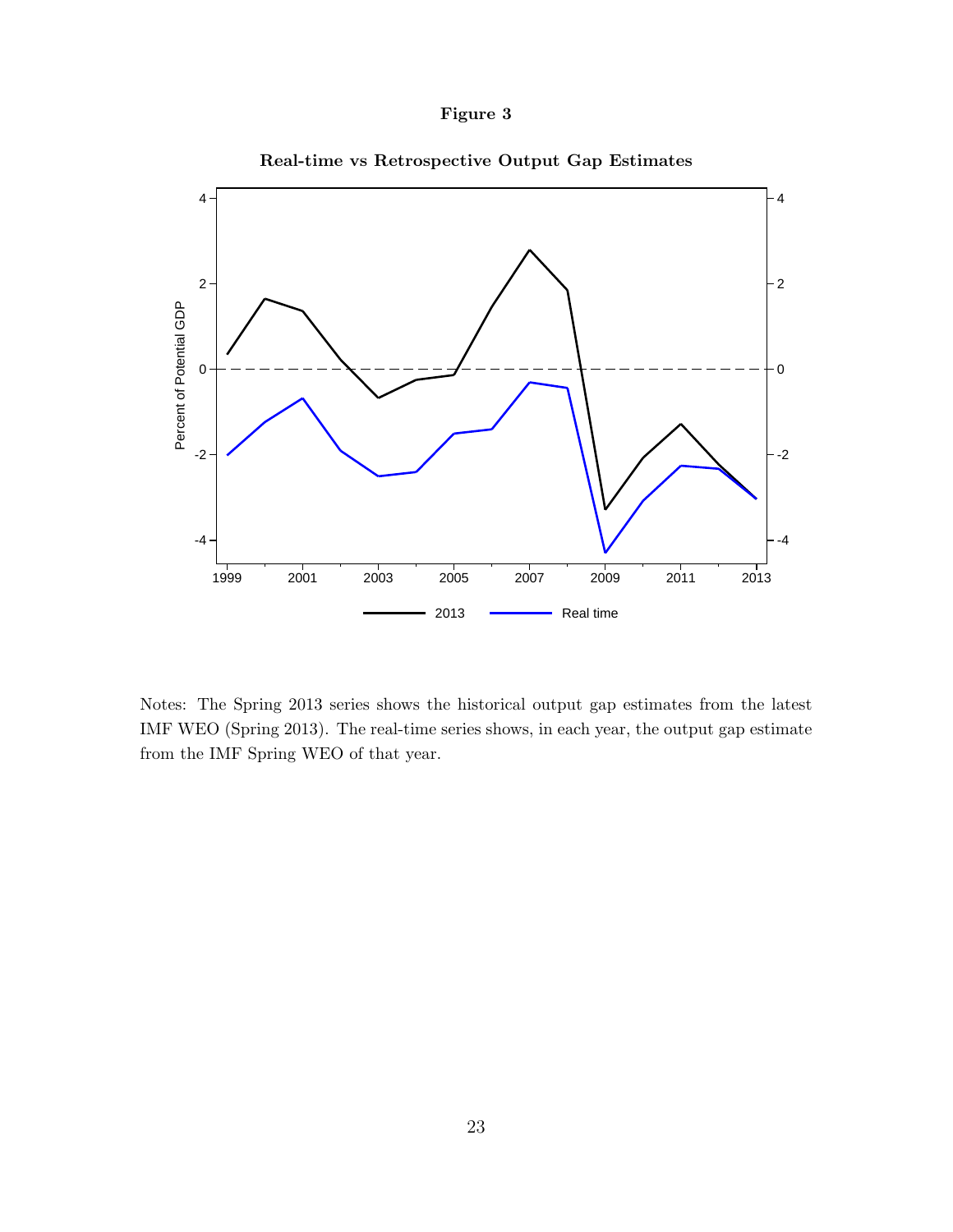**Figure 3**

**Real-time vs Retrospective Output Gap Estimates**

Notes: The Spring 2013 series shows the historical output gap estimates from the latest IMF WEO (Spring 2013). The real-time series shows, in each year, the output gap estimate from the IMF Spring WEO of that year.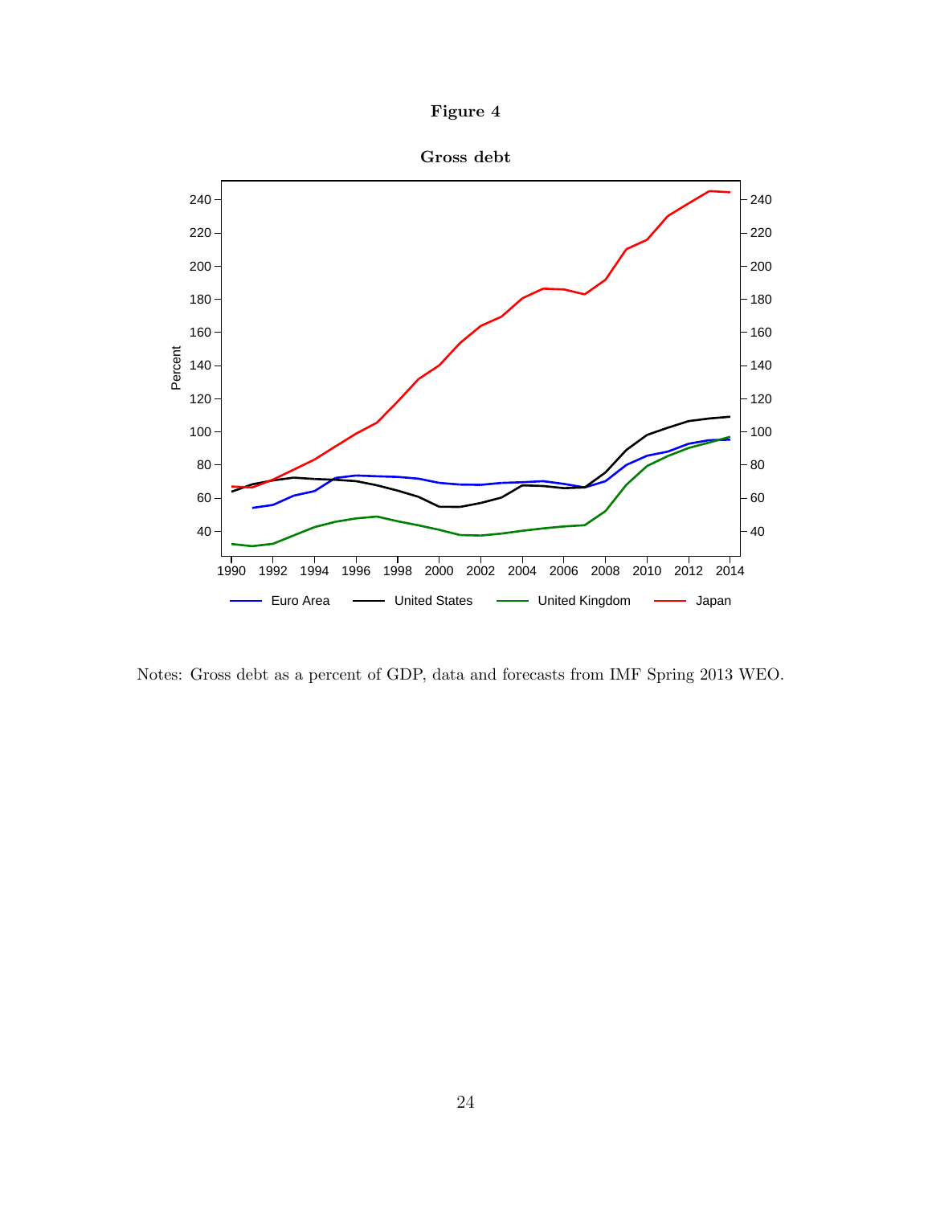**Figure 4**

**Gross debt**

Notes: Gross debt as a percent of GDP, data and forecasts from IMF Spring 2013 WEO.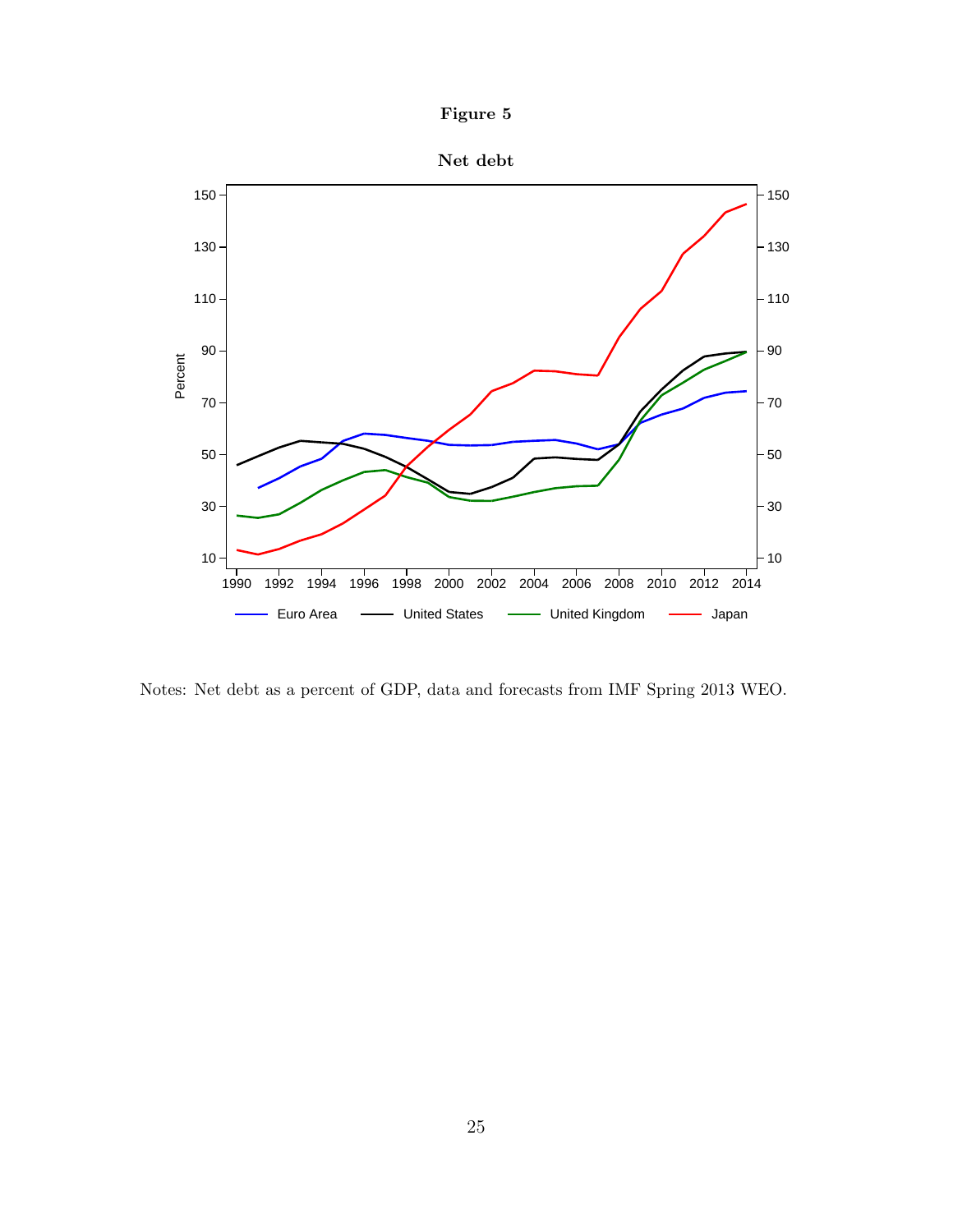**Figure 5**

**Net debt**

Notes: Net debt as a percent of GDP, data and forecasts from IMF Spring 2013 WEO.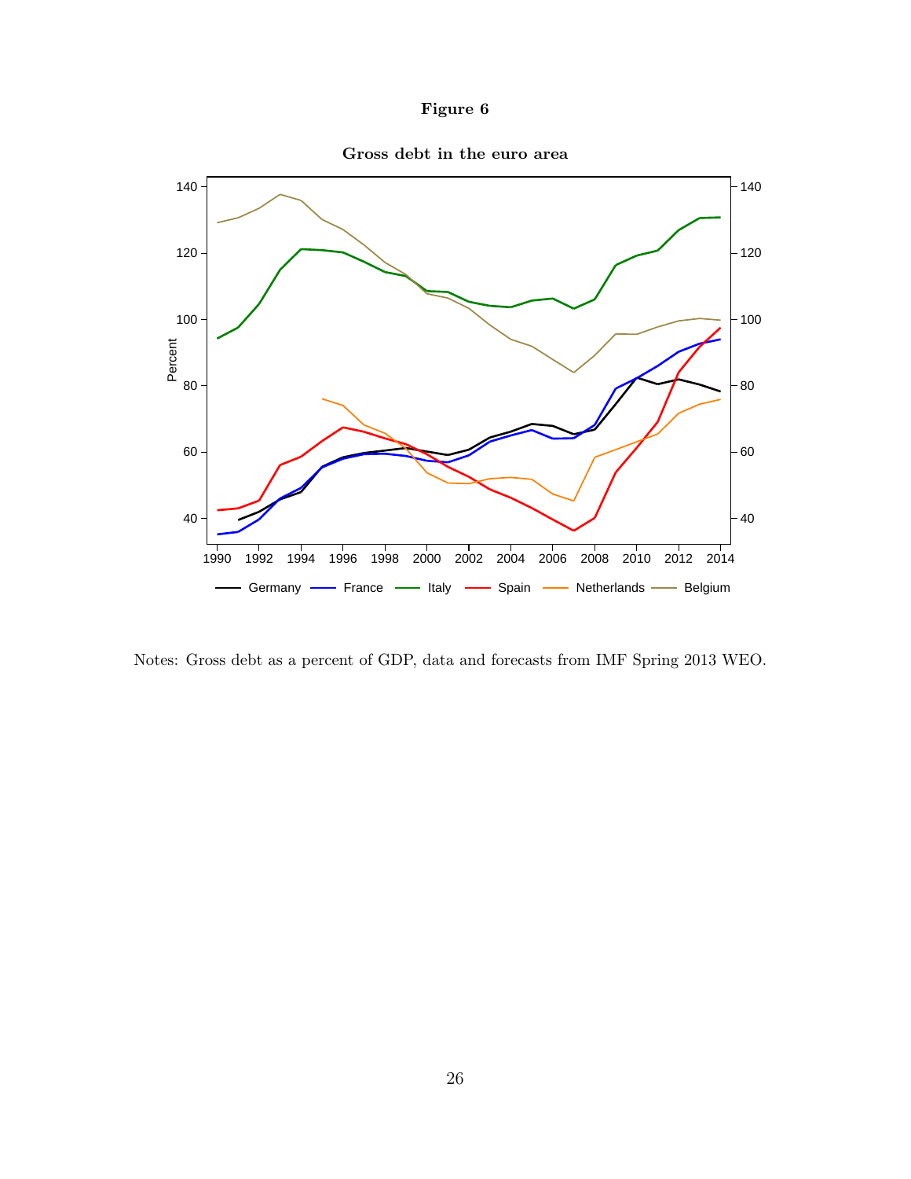**Figure 6**

**Gross debt in the euro area**

Notes: Gross debt as a percent of GDP, data and forecasts from IMF Spring 2013 WEO.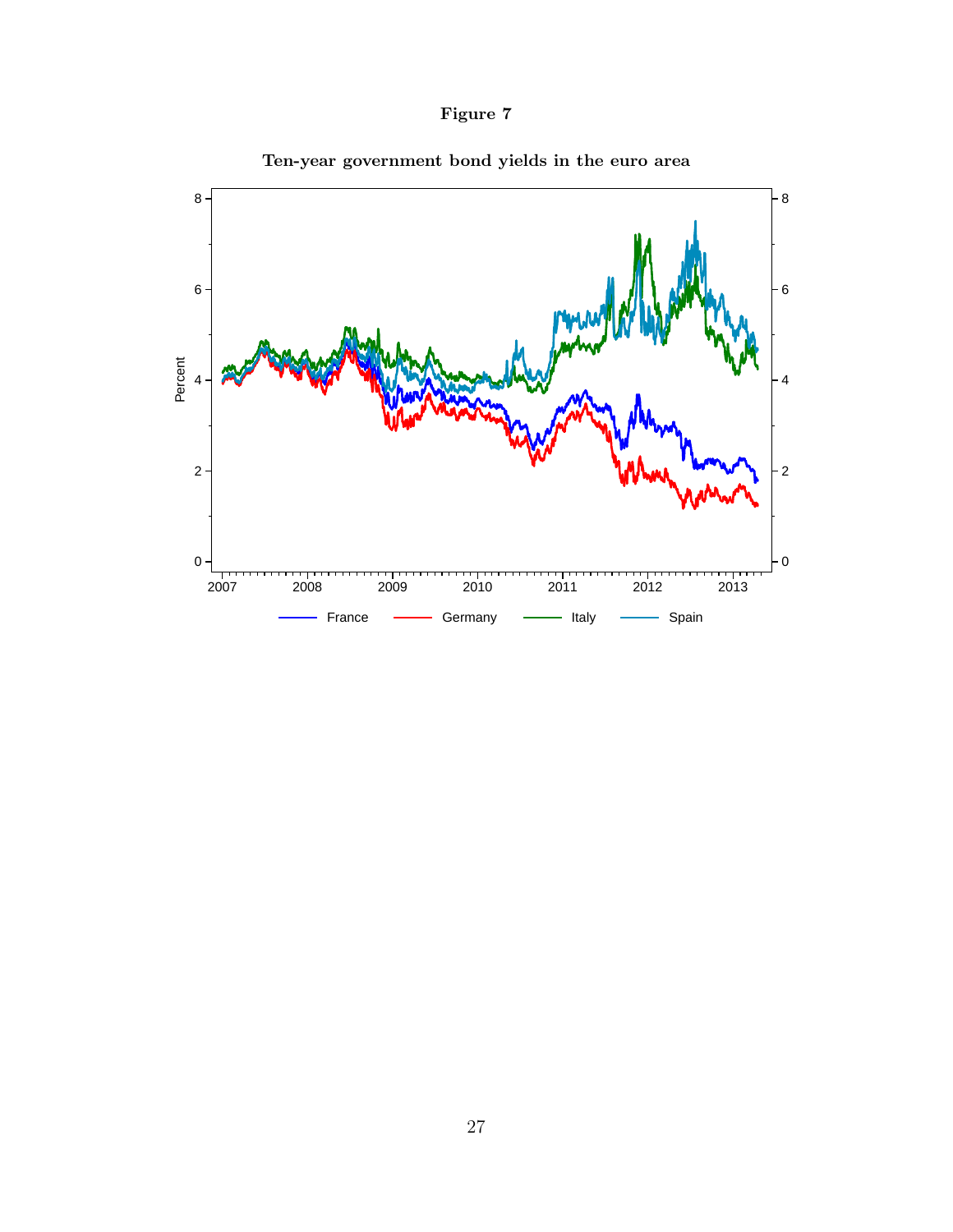**Figure 7**

**Ten-year government bond yields in the euro area**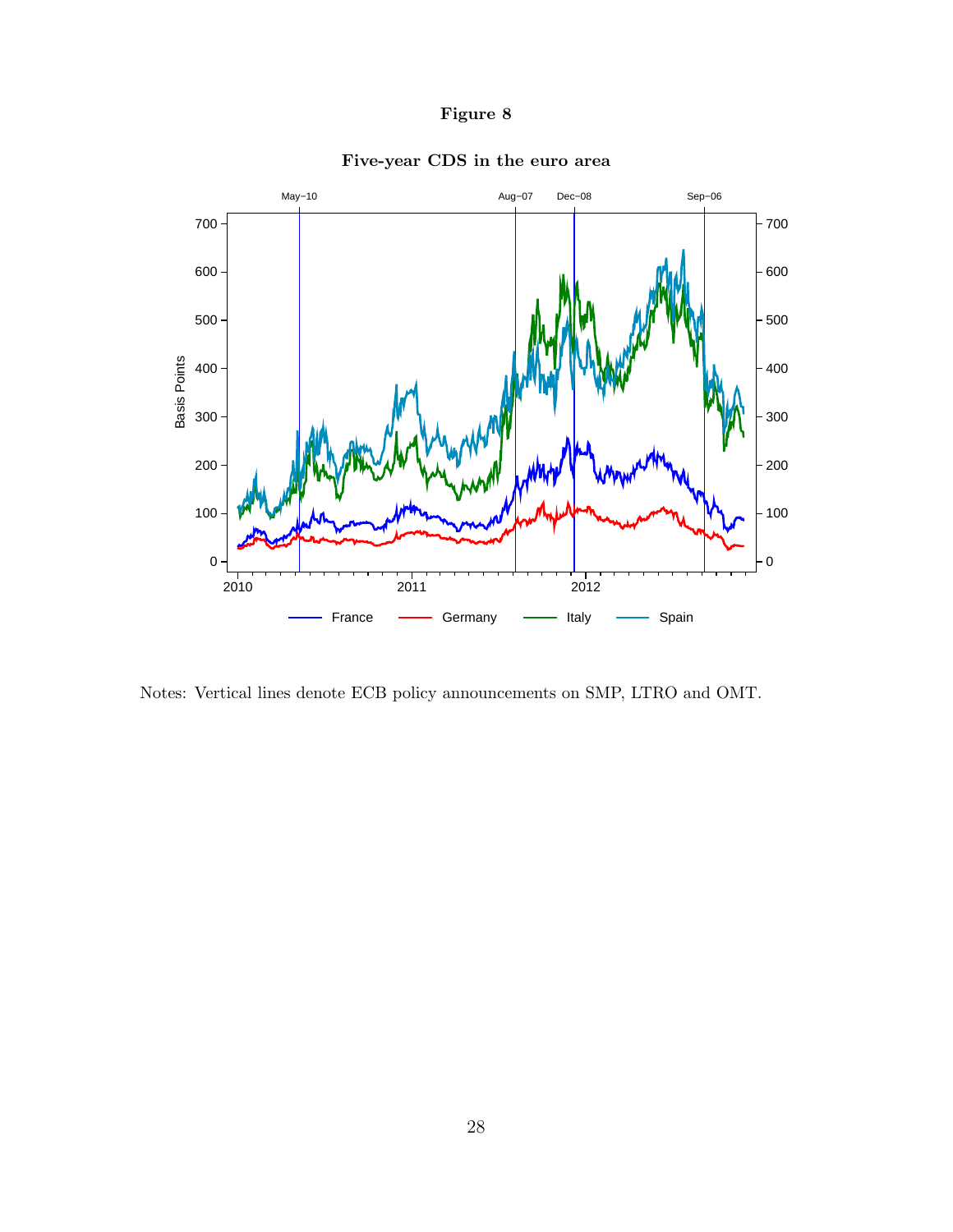**Figure 8**

**Five-year CDS in the euro area**

Notes: Vertical lines denote ECB policy announcements on SMP, LTRO and OMT.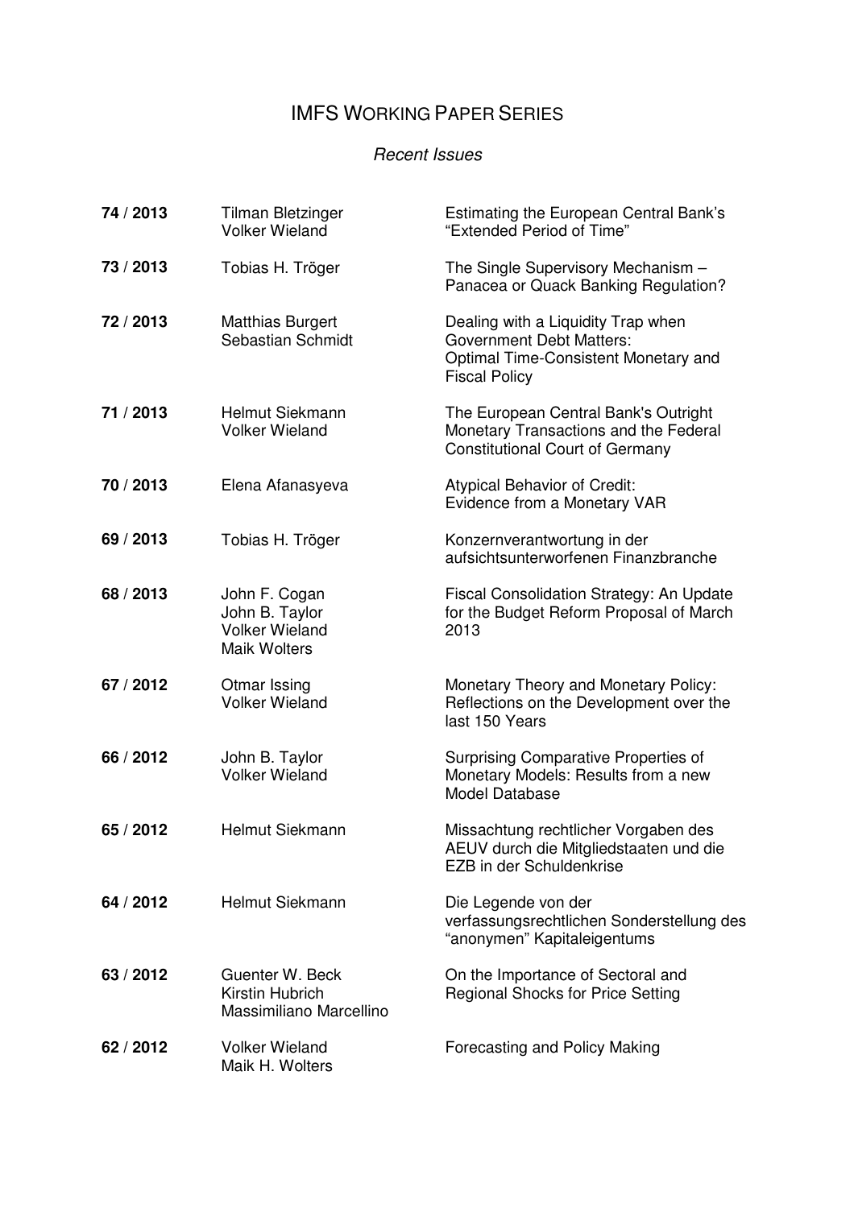# IMFS WORKING PAPER SERIES

*Recent Issues*

| | | |
|---|---|---|
| **74 / 2013** | Tilman Bletzinger<br>Volker Wieland | Estimating the European Central Bank's "Extended Period of Time" |
| **73 / 2013** | Tobias H. Tröger | The Single Supervisory Mechanism – Panacea or Quack Banking Regulation? |
| **72 / 2013** | Matthias Burgert<br>Sebastian Schmidt | Dealing with a Liquidity Trap when Government Debt Matters: Optimal Time-Consistent Monetary and Fiscal Policy |
| **71 / 2013** | Helmut Siekmann<br>Volker Wieland | The European Central Bank's Outright Monetary Transactions and the Federal Constitutional Court of Germany |
| **70 / 2013** | Elena Afanasyeva | Atypical Behavior of Credit: Evidence from a Monetary VAR |
| **69 / 2013** | Tobias H. Tröger | Konzernverantwortung in der aufsichtsunterworfenen Finanzbranche |
| **68 / 2013** | John F. Cogan<br>John B. Taylor<br>Volker Wieland<br>Maik Wolters | Fiscal Consolidation Strategy: An Update for the Budget Reform Proposal of March 2013 |
| **67 / 2012** | Otmar Issing<br>Volker Wieland | Monetary Theory and Monetary Policy: Reflections on the Development over the last 150 Years |
| **66 / 2012** | John B. Taylor<br>Volker Wieland | Surprising Comparative Properties of Monetary Models: Results from a new Model Database |
| **65 / 2012** | Helmut Siekmann | Missachtung rechtlicher Vorgaben des AEUV durch die Mitgliedstaaten und die EZB in der Schuldenkrise |
| **64 / 2012** | Helmut Siekmann | Die Legende von der verfassungsrechtlichen Sonderstellung des "anonymen" Kapitaleigentums |
| **63 / 2012** | Guenter W. Beck<br>Kirstin Hubrich<br>Massimiliano Marcellino | On the Importance of Sectoral and Regional Shocks for Price Setting |
| **62 / 2012** | Volker Wieland<br>Maik H. Wolters | Forecasting and Policy Making |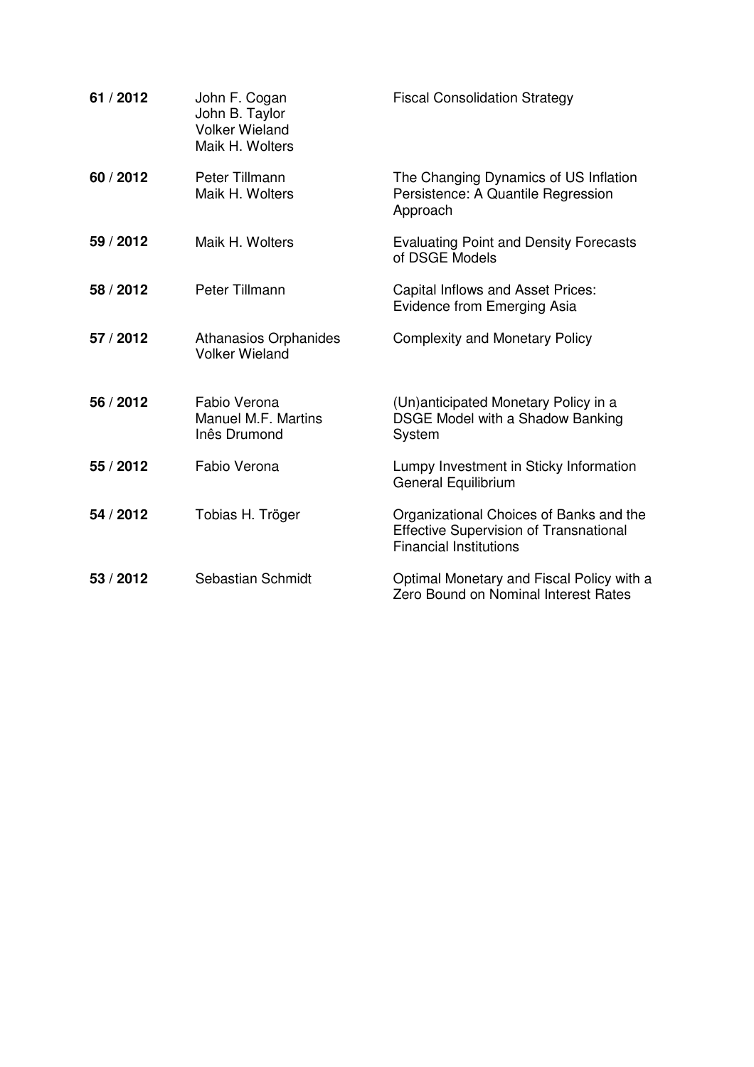| | | |
|---|---|---|
| **61** / **2012** | John F. Cogan<br>John B. Taylor<br>Volker Wieland<br>Maik H. Wolters | Fiscal Consolidation Strategy |
| **60** / **2012** | Peter Tillmann<br>Maik H. Wolters | The Changing Dynamics of US Inflation Persistence: A Quantile Regression Approach |
| **59** / **2012** | Maik H. Wolters | Evaluating Point and Density Forecasts of DSGE Models |
| **58** / **2012** | Peter Tillmann | Capital Inflows and Asset Prices: Evidence from Emerging Asia |
| **57** / **2012** | Athanasios Orphanides<br>Volker Wieland | Complexity and Monetary Policy |
| **56** / **2012** | Fabio Verona<br>Manuel M.F. Martins<br>Inês Drumond | (Un)anticipated Monetary Policy in a DSGE Model with a Shadow Banking System |
| **55** / **2012** | Fabio Verona | Lumpy Investment in Sticky Information General Equilibrium |
| **54** / **2012** | Tobias H. Tröger | Organizational Choices of Banks and the Effective Supervision of Transnational Financial Institutions |
| **53** / **2012** | Sebastian Schmidt | Optimal Monetary and Fiscal Policy with a Zero Bound on Nominal Interest Rates |